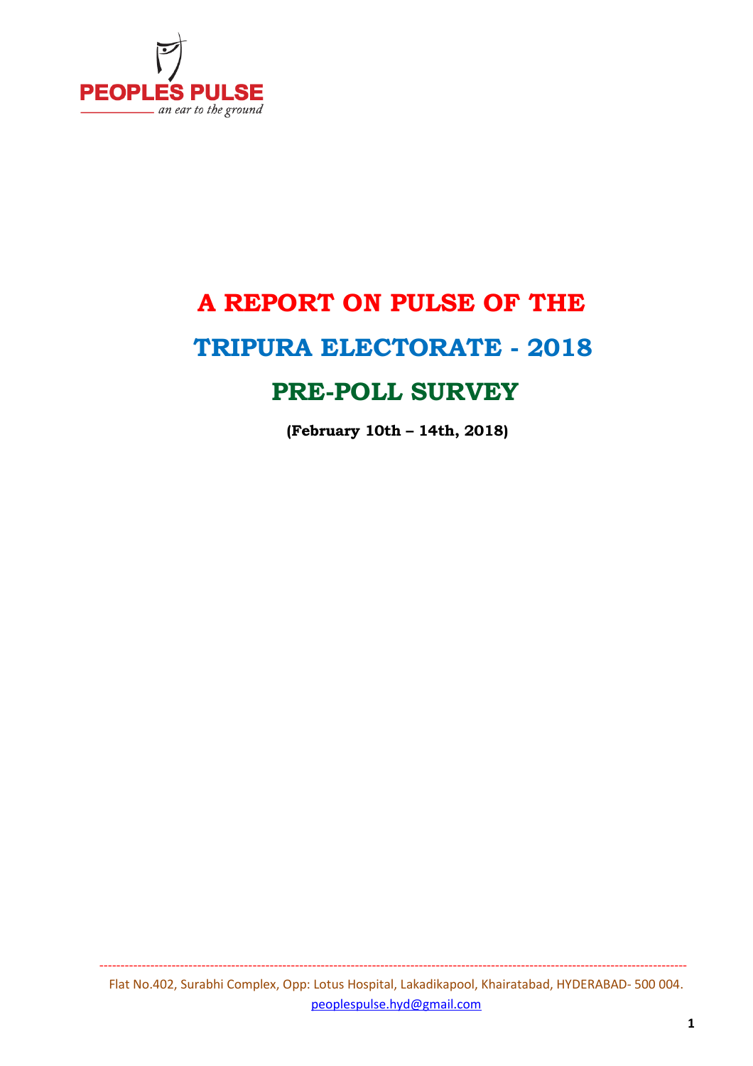PEOPLES PULSE

*an ear to the ground*

# A REPORT ON PULSE OF THE

# TRIPURA ELECTORATE - 2018

# PRE-POLL SURVEY

**(February 10th – 14th, 2018)**

Flat No.402, Surabhi Complex, Opp: Lotus Hospital, Lakadikapool, Khairatabad, HYDERABAD- 500 004.

peoplespulse.hyd@gmail.com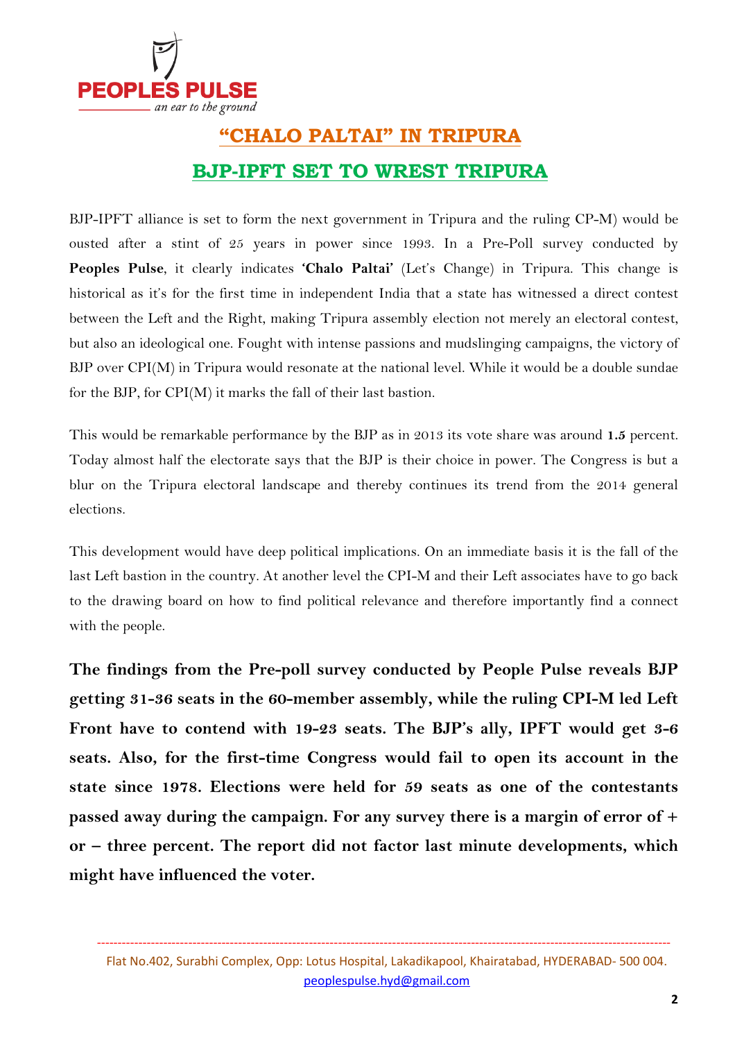## "CHALO PALTAI" IN TRIPURA

## BJP-IPFT SET TO WREST TRIPURA

BJP-IPFT alliance is set to form the next government in Tripura and the ruling CP-M) would be ousted after a stint of 25 years in power since 1993. In a Pre-Poll survey conducted by **Peoples Pulse**, it clearly indicates **'Chalo Paltai'** (Let's Change) in Tripura. This change is historical as it's for the first time in independent India that a state has witnessed a direct contest between the Left and the Right, making Tripura assembly election not merely an electoral contest, but also an ideological one. Fought with intense passions and mudslinging campaigns, the victory of BJP over CPI(M) in Tripura would resonate at the national level. While it would be a double sundae for the BJP, for CPI(M) it marks the fall of their last bastion.

This would be remarkable performance by the BJP as in 2013 its vote share was around **1.5** percent. Today almost half the electorate says that the BJP is their choice in power. The Congress is but a blur on the Tripura electoral landscape and thereby continues its trend from the 2014 general elections.

This development would have deep political implications. On an immediate basis it is the fall of the last Left bastion in the country. At another level the CPI-M and their Left associates have to go back to the drawing board on how to find political relevance and therefore importantly find a connect with the people.

**The findings from the Pre-poll survey conducted by People Pulse reveals BJP getting 31-36 seats in the 60-member assembly, while the ruling CPI-M led Left Front have to contend with 19-23 seats. The BJP's ally, IPFT would get 3-6 seats. Also, for the first-time Congress would fail to open its account in the state since 1978. Elections were held for 59 seats as one of the contestants passed away during the campaign. For any survey there is a margin of error of + or – three percent. The report did not factor last minute developments, which might have influenced the voter.**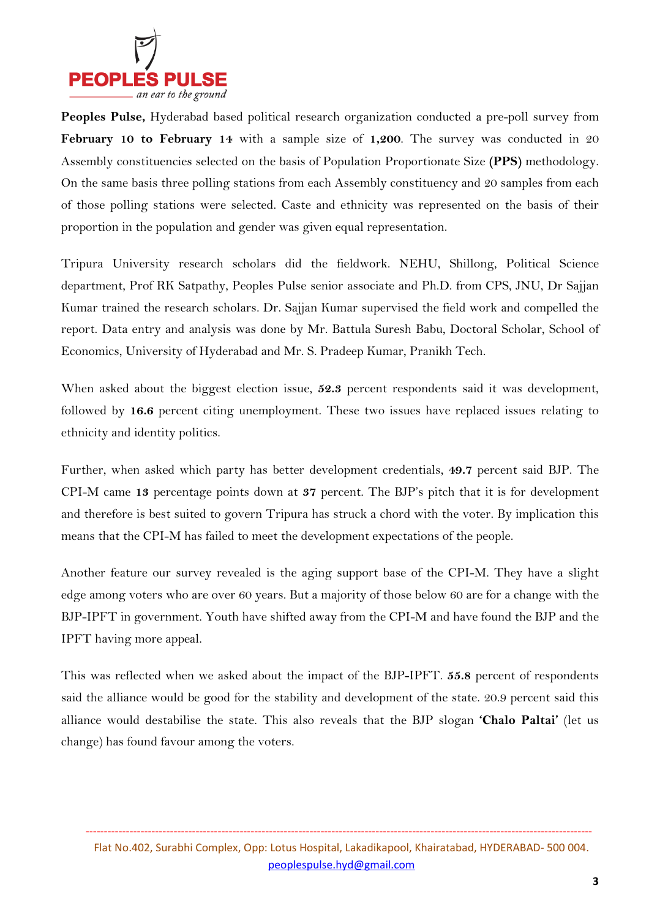**Peoples Pulse,** Hyderabad based political research organization conducted a pre-poll survey from **February 10 to February 14** with a sample size of **1,200**. The survey was conducted in 20 Assembly constituencies selected on the basis of Population Proportionate Size **(PPS)** methodology. On the same basis three polling stations from each Assembly constituency and 20 samples from each of those polling stations were selected. Caste and ethnicity was represented on the basis of their proportion in the population and gender was given equal representation.

Tripura University research scholars did the fieldwork. NEHU, Shillong, Political Science department, Prof RK Satpathy, Peoples Pulse senior associate and Ph.D. from CPS, JNU, Dr Sajjan Kumar trained the research scholars. Dr. Sajjan Kumar supervised the field work and compelled the report. Data entry and analysis was done by Mr. Battula Suresh Babu, Doctoral Scholar, School of Economics, University of Hyderabad and Mr. S. Pradeep Kumar, Pranikh Tech.

When asked about the biggest election issue, **52.3** percent respondents said it was development, followed by **16.6** percent citing unemployment. These two issues have replaced issues relating to ethnicity and identity politics.

Further, when asked which party has better development credentials, **49.7** percent said BJP. The CPI-M came **13** percentage points down at **37** percent. The BJP's pitch that it is for development and therefore is best suited to govern Tripura has struck a chord with the voter. By implication this means that the CPI-M has failed to meet the development expectations of the people.

Another feature our survey revealed is the aging support base of the CPI-M. They have a slight edge among voters who are over 60 years. But a majority of those below 60 are for a change with the BJP-IPFT in government. Youth have shifted away from the CPI-M and have found the BJP and the IPFT having more appeal.

This was reflected when we asked about the impact of the BJP-IPFT. **55.8** percent of respondents said the alliance would be good for the stability and development of the state. 20.9 percent said this alliance would destabilise the state. This also reveals that the BJP slogan **'Chalo Paltai'** (let us change) has found favour among the voters.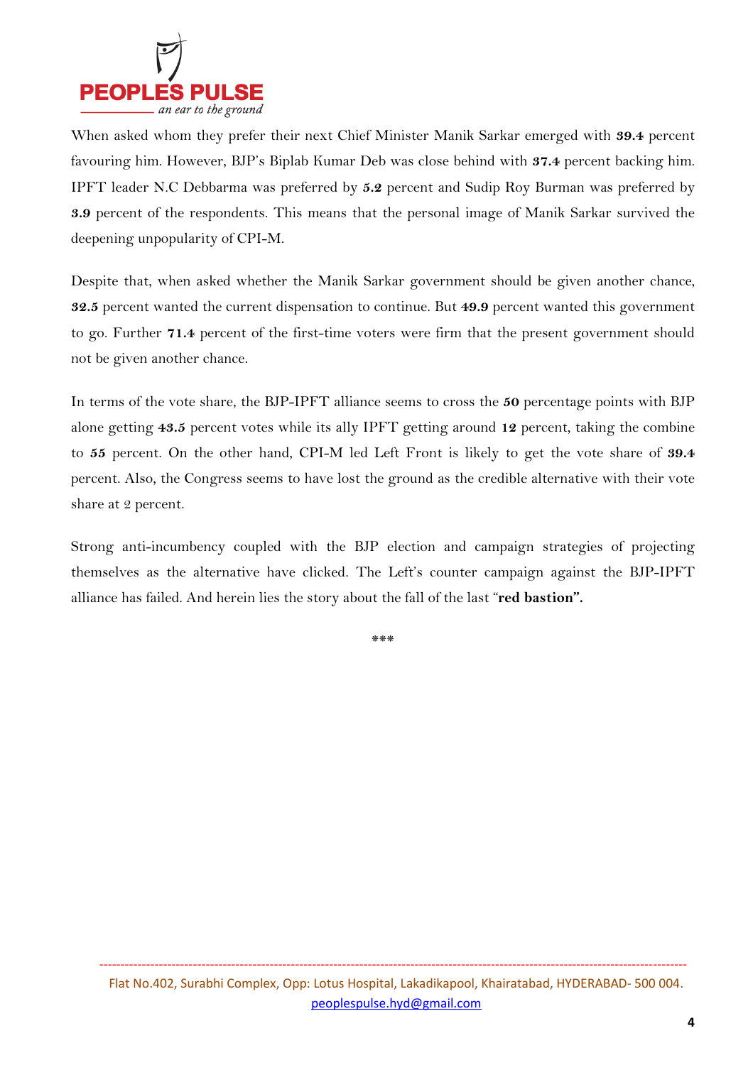When asked whom they prefer their next Chief Minister Manik Sarkar emerged with **39.4** percent favouring him. However, BJP's Biplab Kumar Deb was close behind with **37.4** percent backing him. IPFT leader N.C Debbarma was preferred by **5.2** percent and Sudip Roy Burman was preferred by **3.9** percent of the respondents. This means that the personal image of Manik Sarkar survived the deepening unpopularity of CPI-M.

Despite that, when asked whether the Manik Sarkar government should be given another chance, **32.5** percent wanted the current dispensation to continue. But **49.9** percent wanted this government to go. Further **71.4** percent of the first-time voters were firm that the present government should not be given another chance.

In terms of the vote share, the BJP-IPFT alliance seems to cross the **50** percentage points with BJP alone getting **43.5** percent votes while its ally IPFT getting around **12** percent, taking the combine to **55** percent. On the other hand, CPI-M led Left Front is likely to get the vote share of **39.4** percent. Also, the Congress seems to have lost the ground as the credible alternative with their vote share at 2 percent.

Strong anti-incumbency coupled with the BJP election and campaign strategies of projecting themselves as the alternative have clicked. The Left's counter campaign against the BJP-IPFT alliance has failed. And herein lies the story about the fall of the last "**red bastion".**

***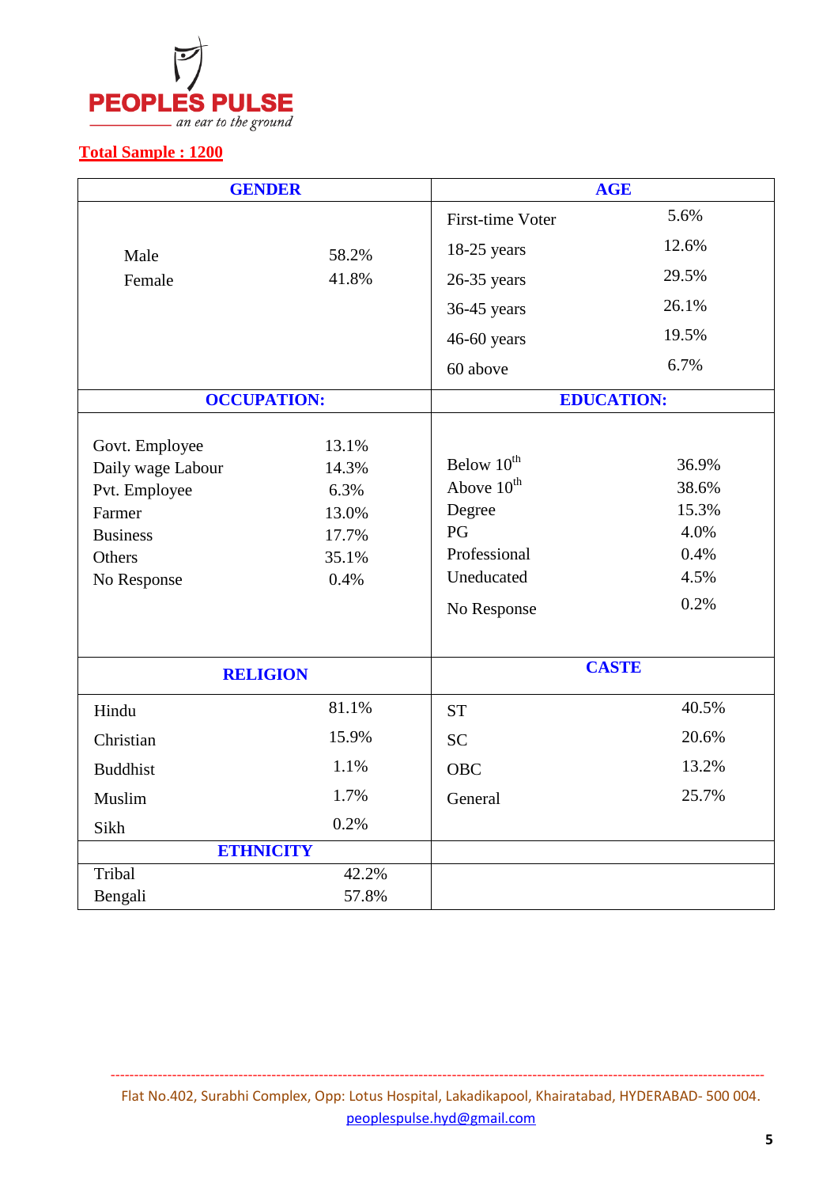PEOPLES PULSE
*an ear to the ground*

**Total Sample : 1200**

| GENDER | | AGE | |
|---|---|---|---|
| Male | 58.2% | First-time Voter | 5.6% |
| Female | 41.8% | 18-25 years | 12.6% |
| | | 26-35 years | 29.5% |
| | | 36-45 years | 26.1% |
| | | 46-60 years | 19.5% |
| | | 60 above | 6.7% |
| **OCCUPATION:** | | **EDUCATION:** | |
| Govt. Employee | 13.1% | Below 10th | 36.9% |
| Daily wage Labour | 14.3% | Above 10th | 38.6% |
| Pvt. Employee | 6.3% | Degree | 15.3% |
| Farmer | 13.0% | PG | 4.0% |
| Business | 17.7% | Professional | 0.4% |
| Others | 35.1% | Uneducated | 4.5% |
| No Response | 0.4% | No Response | 0.2% |
| **RELIGION** | | **CASTE** | |
| Hindu | 81.1% | ST | 40.5% |
| Christian | 15.9% | SC | 20.6% |
| Buddhist | 1.1% | OBC | 13.2% |
| Muslim | 1.7% | General | 25.7% |
| Sikh | 0.2% | | |
| **ETHNICITY** | | | |
| Tribal | 42.2% | | |
| Bengali | 57.8% | | |

Flat No.402, Surabhi Complex, Opp: Lotus Hospital, Lakadikapool, Khairatabad, HYDERABAD- 500 004.
peoplespulse.hyd@gmail.com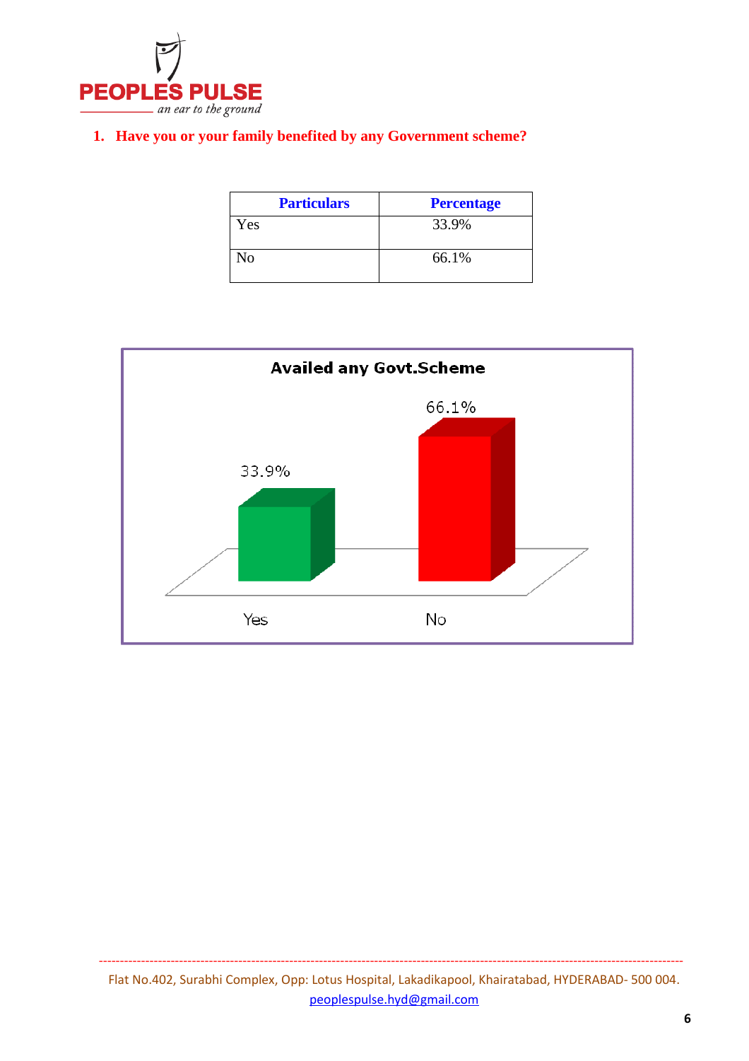1. **Have you or your family benefited by any Government scheme?**

| Particulars | Percentage |
|---|---|
| Yes | 33.9% |
| No | 66.1% |

**Availed any Govt.Scheme**

| | Yes | No |
|---|---|---|
| | 33.9% | 66.1% |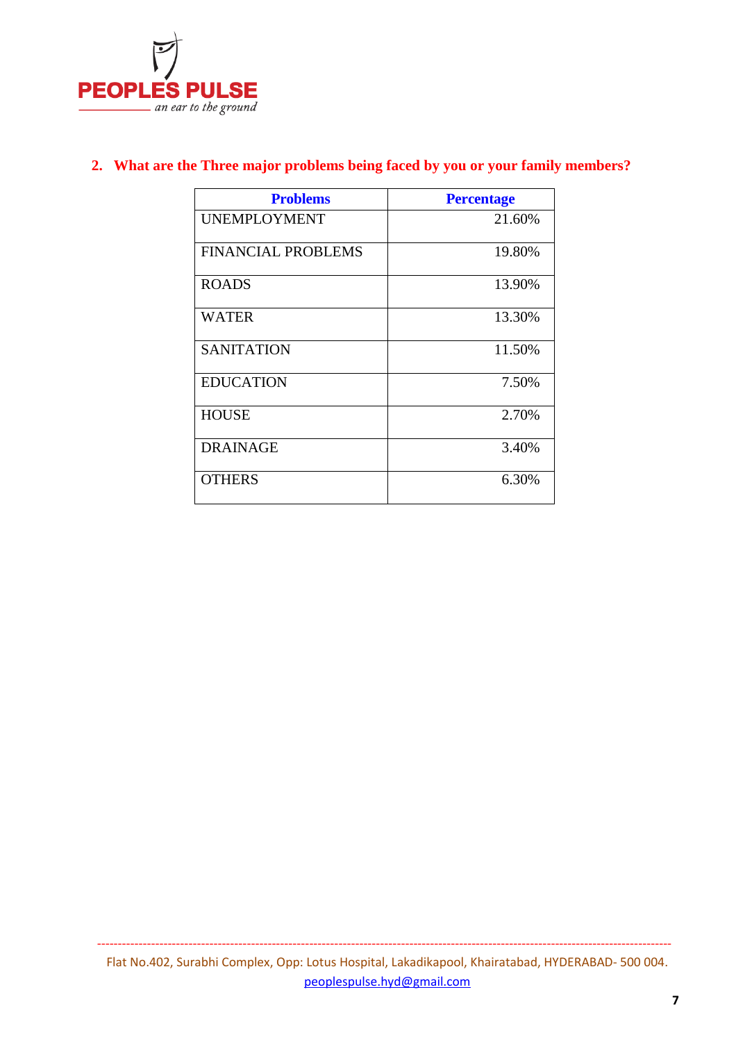## 2. What are the Three major problems being faced by you or your family members?

| Problems | Percentage |
|---|---|
| UNEMPLOYMENT | 21.60% |
| FINANCIAL PROBLEMS | 19.80% |
| ROADS | 13.90% |
| WATER | 13.30% |
| SANITATION | 11.50% |
| EDUCATION | 7.50% |
| HOUSE | 2.70% |
| DRAINAGE | 3.40% |
| OTHERS | 6.30% |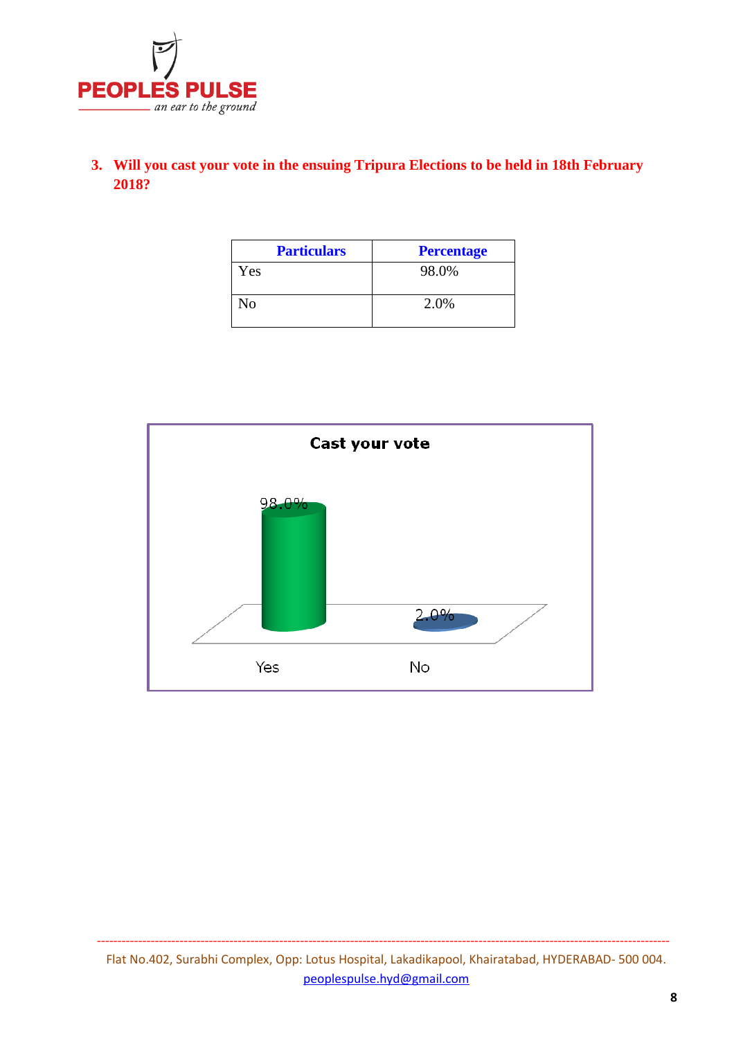3. **Will you cast your vote in the ensuing Tripura Elections to be held in 18th February 2018?**

| Particulars | Percentage |
| --- | --- |
| Yes | 98.0% |
| No | 2.0% |

**Cast your vote**

| | Yes | No |
| --- | --- | --- |
| Cast your vote | 98.0% | 2.0% |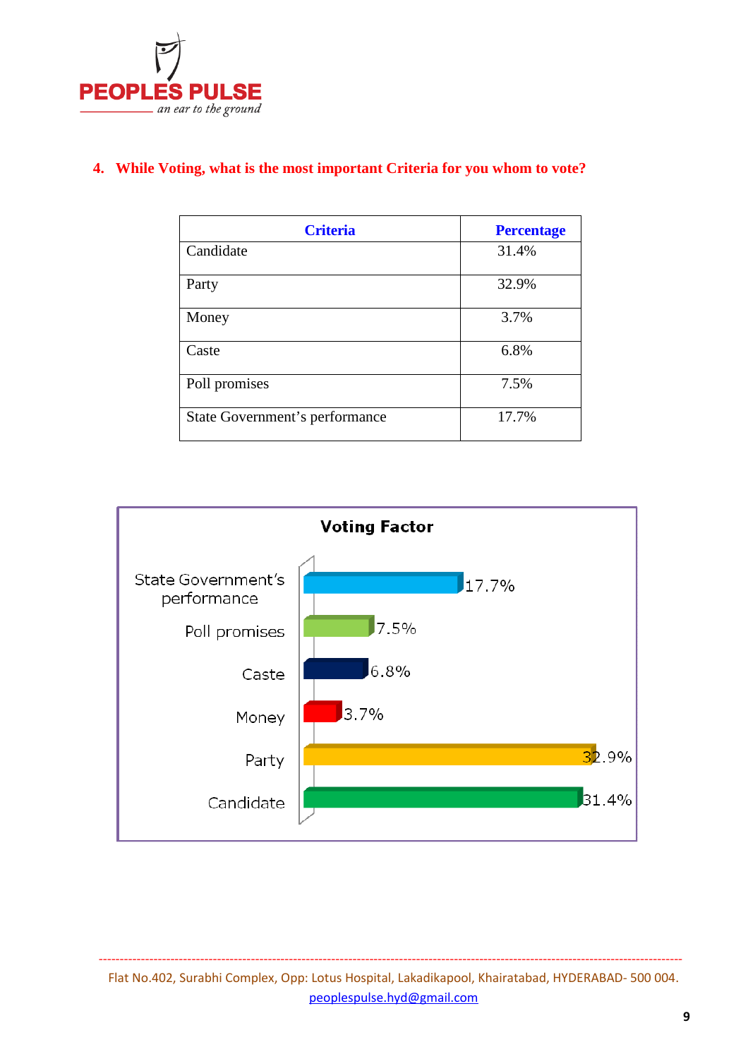**4. While Voting, what is the most important Criteria for you whom to vote?**

| Criteria | Percentage |
|---|---|
| Candidate | 31.4% |
| Party | 32.9% |
| Money | 3.7% |
| Caste | 6.8% |
| Poll promises | 7.5% |
| State Government's performance | 17.7% |

**Voting Factor**

| Criteria | Percentage |
|---|---|
| State Government's performance | 17.7% |
| Poll promises | 7.5% |
| Caste | 6.8% |
| Money | 3.7% |
| Party | 32.9% |
| Candidate | 31.4% |

Flat No.402, Surabhi Complex, Opp: Lotus Hospital, Lakadikapool, Khairatabad, HYDERABAD- 500 004.
peoplespulse.hyd@gmail.com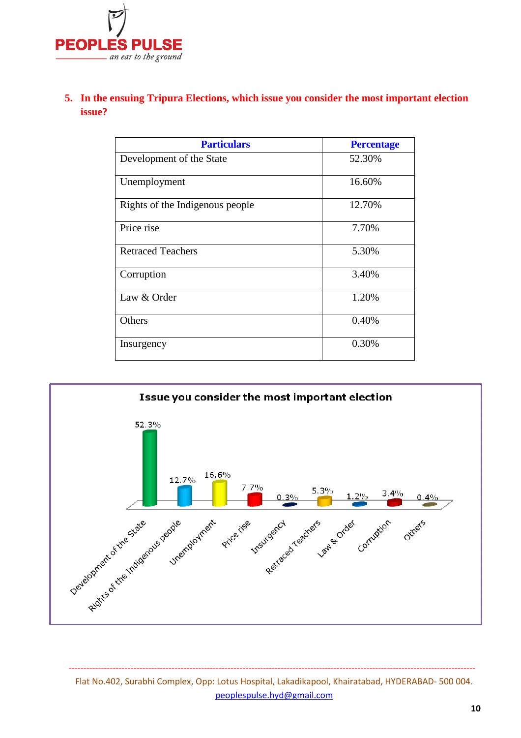5. **In the ensuing Tripura Elections, which issue you consider the most important election issue?**

| Particulars | Percentage |
|---|---|
| Development of the State | 52.30% |
| Unemployment | 16.60% |
| Rights of the Indigenous people | 12.70% |
| Price rise | 7.70% |
| Retraced Teachers | 5.30% |
| Corruption | 3.40% |
| Law & Order | 1.20% |
| Others | 0.40% |
| Insurgency | 0.30% |

**Issue you consider the most important election**

| Issue | Percentage |
|---|---|
| Development of the State | 52.3% |
| Rights of the Indigenous people | 12.7% |
| Unemployment | 16.6% |
| Price rise | 7.7% |
| Insurgency | 0.3% |
| Retraced Teachers | 5.3% |
| Law & Order | 1.2% |
| Corruption | 3.4% |
| Others | 0.4% |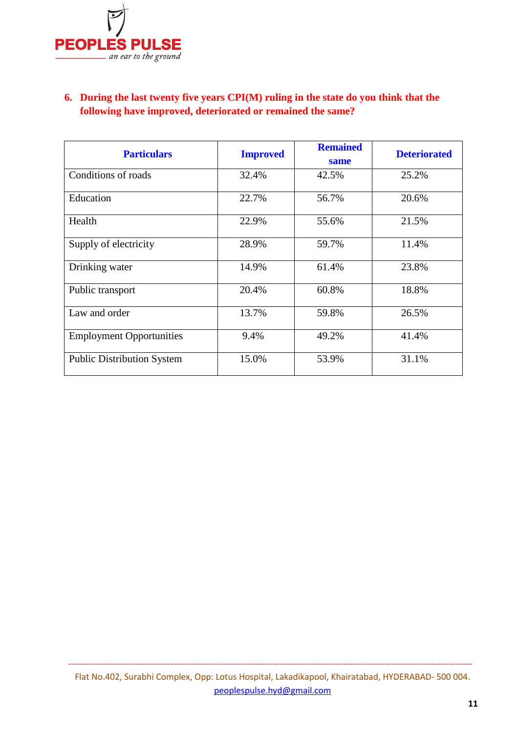**6. During the last twenty five years CPI(M) ruling in the state do you think that the following have improved, deteriorated or remained the same?**

| Particulars | Improved | Remained same | Deteriorated |
|---|---|---|---|
| Conditions of roads | 32.4% | 42.5% | 25.2% |
| Education | 22.7% | 56.7% | 20.6% |
| Health | 22.9% | 55.6% | 21.5% |
| Supply of electricity | 28.9% | 59.7% | 11.4% |
| Drinking water | 14.9% | 61.4% | 23.8% |
| Public transport | 20.4% | 60.8% | 18.8% |
| Law and order | 13.7% | 59.8% | 26.5% |
| Employment Opportunities | 9.4% | 49.2% | 41.4% |
| Public Distribution System | 15.0% | 53.9% | 31.1% |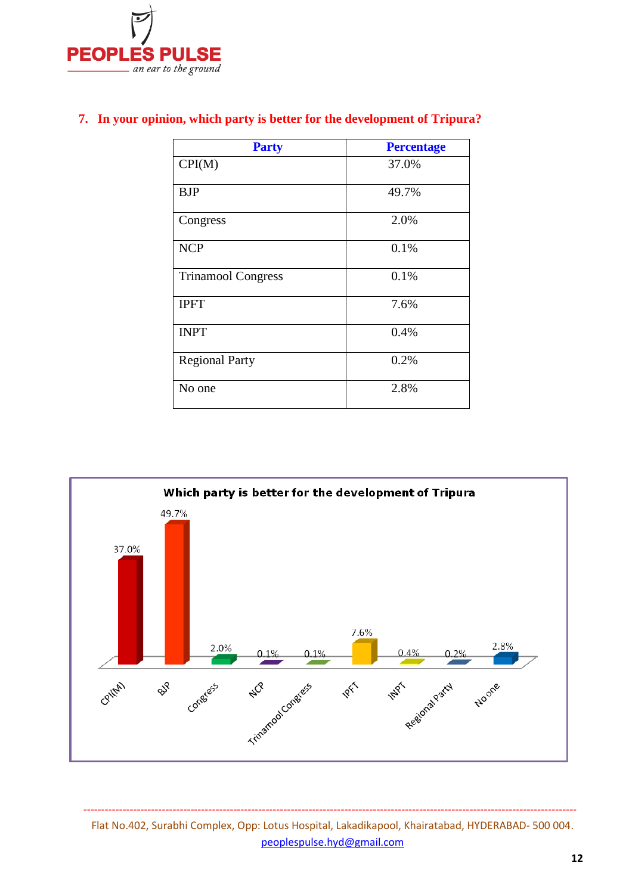7. **In your opinion, which party is better for the development of Tripura?**

| Party | Percentage |
|---|---|
| CPI(M) | 37.0% |
| BJP | 49.7% |
| Congress | 2.0% |
| NCP | 0.1% |
| Trinamool Congress | 0.1% |
| IPFT | 7.6% |
| INPT | 0.4% |
| Regional Party | 0.2% |
| No one | 2.8% |

**Which party is better for the development of Tripura**

| Party | Percentage |
|---|---|
| CPI(M) | 37.0% |
| BJP | 49.7% |
| Congress | 2.0% |
| NCP | 0.1% |
| Trinamool Congress | 0.1% |
| IPFT | 7.6% |
| INPT | 0.4% |
| Regional Party | 0.2% |
| No one | 2.8% |

Flat No.402, Surabhi Complex, Opp: Lotus Hospital, Lakadikapool, Khairatabad, HYDERABAD- 500 004.
peoplespulse.hyd@gmail.com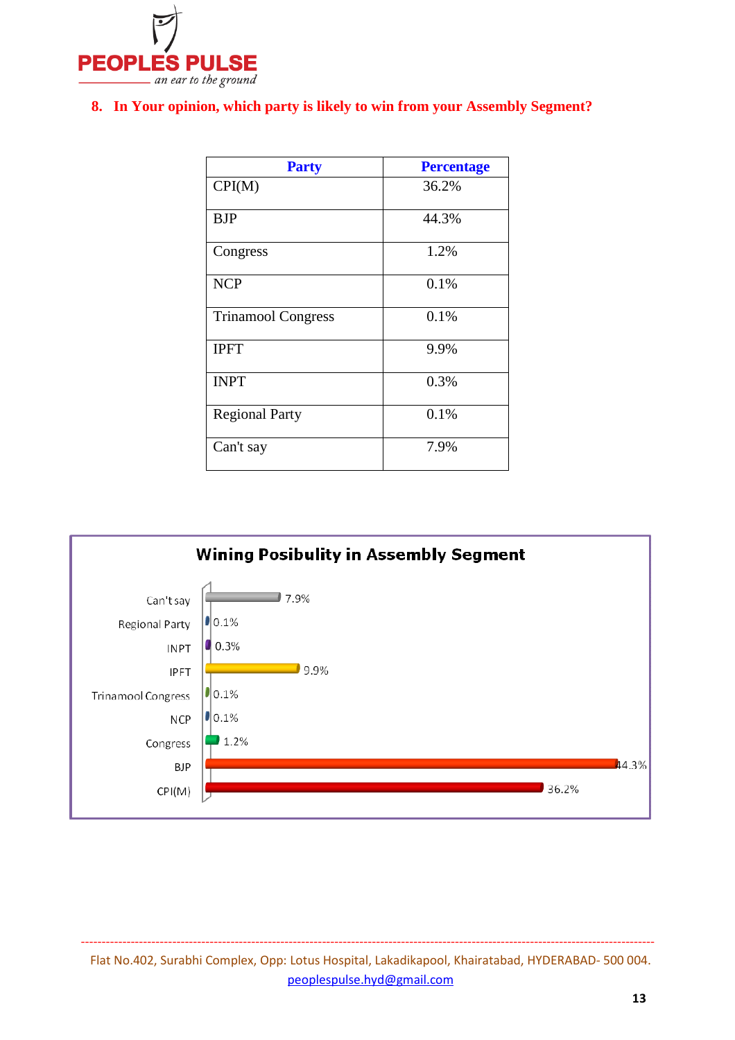**8. In Your opinion, which party is likely to win from your Assembly Segment?**

| Party | Percentage |
|---|---|
| CPI(M) | 36.2% |
| BJP | 44.3% |
| Congress | 1.2% |
| NCP | 0.1% |
| Trinamool Congress | 0.1% |
| IPFT | 9.9% |
| INPT | 0.3% |
| Regional Party | 0.1% |
| Can't say | 7.9% |

**Wining Posibulity in Assembly Segment**

| Party | Percentage |
|---|---|
| Can't say | 7.9% |
| Regional Party | 0.1% |
| INPT | 0.3% |
| IPFT | 9.9% |
| Trinamool Congress | 0.1% |
| NCP | 0.1% |
| Congress | 1.2% |
| BJP | 44.3% |
| CPI(M) | 36.2% |

Flat No.402, Surabhi Complex, Opp: Lotus Hospital, Lakadikapool, Khairatabad, HYDERABAD- 500 004.
peoplespulse.hyd@gmail.com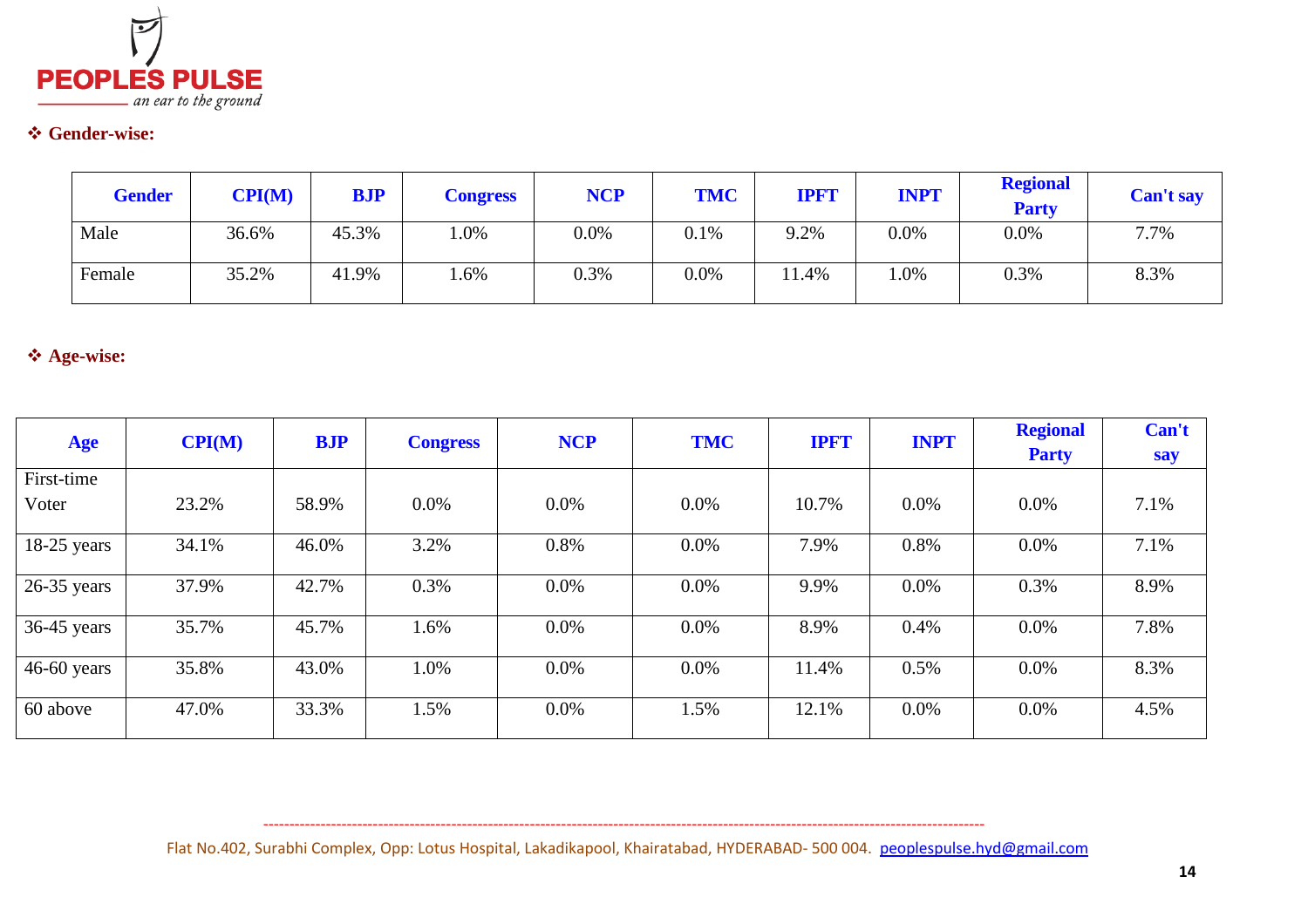❖ **Gender-wise:**

| Gender | CPI(M) | BJP | Congress | NCP | TMC | IPFT | INPT | Regional Party | Can't say |
|---|---|---|---|---|---|---|---|---|---|
| Male | 36.6% | 45.3% | 1.0% | 0.0% | 0.1% | 9.2% | 0.0% | 0.0% | 7.7% |
| Female | 35.2% | 41.9% | 1.6% | 0.3% | 0.0% | 11.4% | 1.0% | 0.3% | 8.3% |

❖ **Age-wise:**

| Age | CPI(M) | BJP | Congress | NCP | TMC | IPFT | INPT | Regional Party | Can't say |
|---|---|---|---|---|---|---|---|---|---|
| First-time Voter | 23.2% | 58.9% | 0.0% | 0.0% | 0.0% | 10.7% | 0.0% | 0.0% | 7.1% |
| 18-25 years | 34.1% | 46.0% | 3.2% | 0.8% | 0.0% | 7.9% | 0.8% | 0.0% | 7.1% |
| 26-35 years | 37.9% | 42.7% | 0.3% | 0.0% | 0.0% | 9.9% | 0.0% | 0.3% | 8.9% |
| 36-45 years | 35.7% | 45.7% | 1.6% | 0.0% | 0.0% | 8.9% | 0.4% | 0.0% | 7.8% |
| 46-60 years | 35.8% | 43.0% | 1.0% | 0.0% | 0.0% | 11.4% | 0.5% | 0.0% | 8.3% |
| 60 above | 47.0% | 33.3% | 1.5% | 0.0% | 1.5% | 12.1% | 0.0% | 0.0% | 4.5% |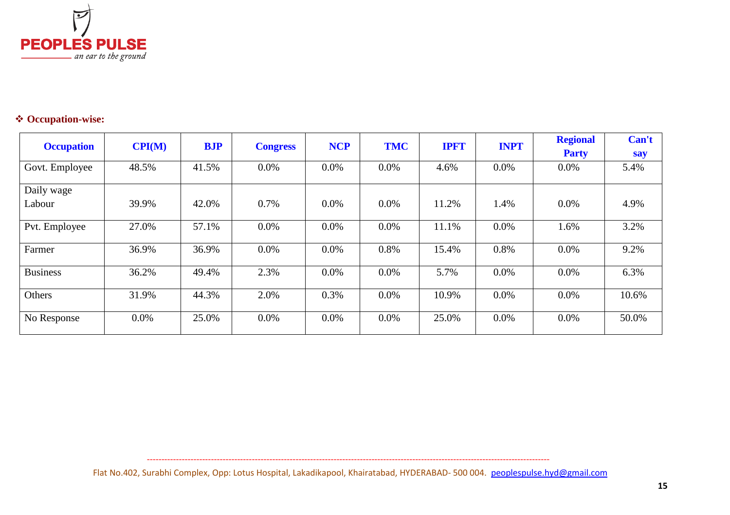❖ **Occupation-wise:**

| Occupation | CPI(M) | BJP | Congress | NCP | TMC | IPFT | INPT | Regional Party | Can't say |
|---|---|---|---|---|---|---|---|---|---|
| Govt. Employee | 48.5% | 41.5% | 0.0% | 0.0% | 0.0% | 4.6% | 0.0% | 0.0% | 5.4% |
| Daily wage Labour | 39.9% | 42.0% | 0.7% | 0.0% | 0.0% | 11.2% | 1.4% | 0.0% | 4.9% |
| Pvt. Employee | 27.0% | 57.1% | 0.0% | 0.0% | 0.0% | 11.1% | 0.0% | 1.6% | 3.2% |
| Farmer | 36.9% | 36.9% | 0.0% | 0.0% | 0.8% | 15.4% | 0.8% | 0.0% | 9.2% |
| Business | 36.2% | 49.4% | 2.3% | 0.0% | 0.0% | 5.7% | 0.0% | 0.0% | 6.3% |
| Others | 31.9% | 44.3% | 2.0% | 0.3% | 0.0% | 10.9% | 0.0% | 0.0% | 10.6% |
| No Response | 0.0% | 25.0% | 0.0% | 0.0% | 0.0% | 25.0% | 0.0% | 0.0% | 50.0% |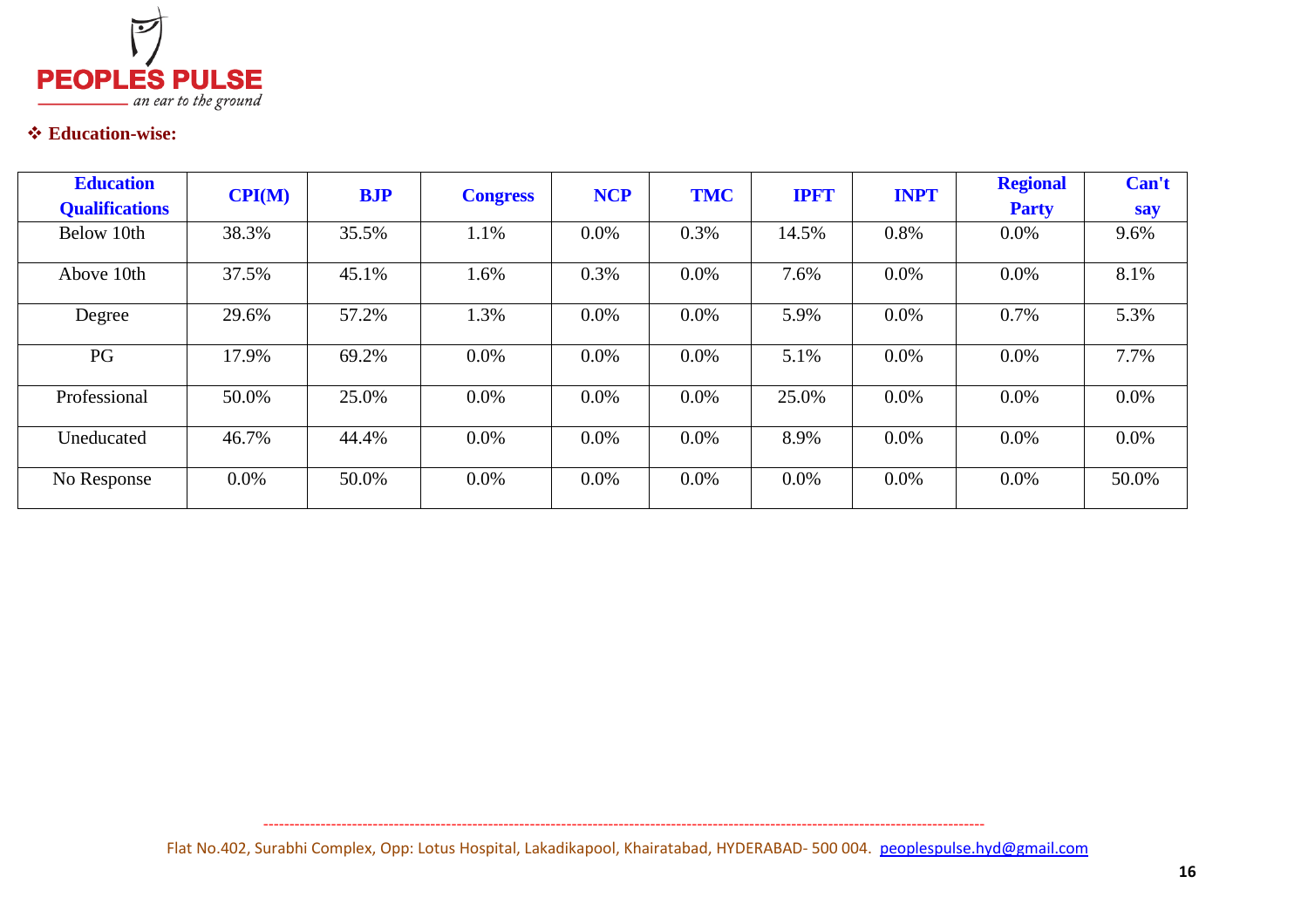❖ **Education-wise:**

| Education Qualifications | CPI(M) | BJP | Congress | NCP | TMC | IPFT | INPT | Regional Party | Can't say |
|---|---|---|---|---|---|---|---|---|---|
| Below 10th | 38.3% | 35.5% | 1.1% | 0.0% | 0.3% | 14.5% | 0.8% | 0.0% | 9.6% |
| Above 10th | 37.5% | 45.1% | 1.6% | 0.3% | 0.0% | 7.6% | 0.0% | 0.0% | 8.1% |
| Degree | 29.6% | 57.2% | 1.3% | 0.0% | 0.0% | 5.9% | 0.0% | 0.7% | 5.3% |
| PG | 17.9% | 69.2% | 0.0% | 0.0% | 0.0% | 5.1% | 0.0% | 0.0% | 7.7% |
| Professional | 50.0% | 25.0% | 0.0% | 0.0% | 0.0% | 25.0% | 0.0% | 0.0% | 0.0% |
| Uneducated | 46.7% | 44.4% | 0.0% | 0.0% | 0.0% | 8.9% | 0.0% | 0.0% | 0.0% |
| No Response | 0.0% | 50.0% | 0.0% | 0.0% | 0.0% | 0.0% | 0.0% | 0.0% | 50.0% |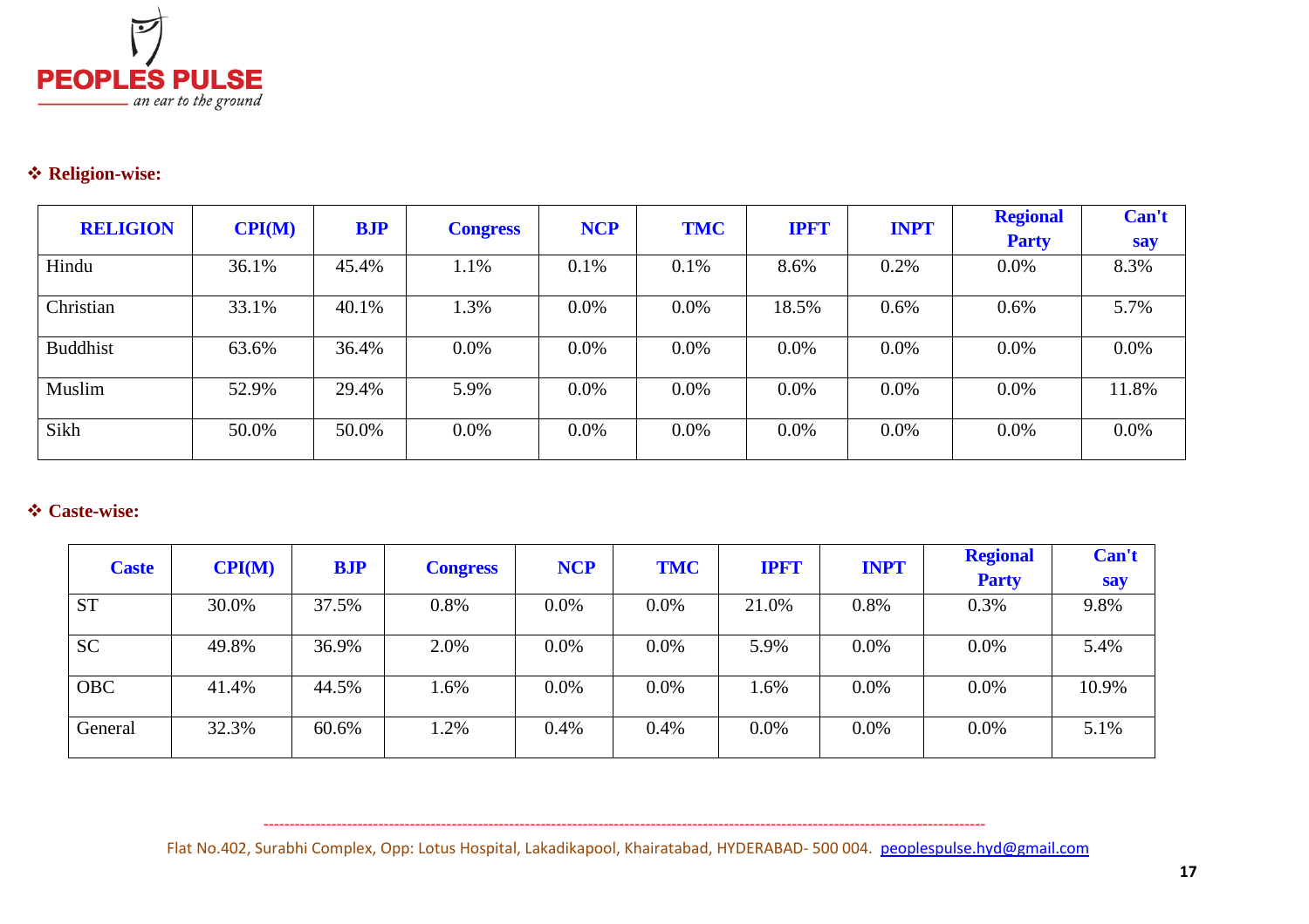❖ **Religion-wise:**

| RELIGION | CPI(M) | BJP | Congress | NCP | TMC | IPFT | INPT | Regional Party | Can't say |
|---|---|---|---|---|---|---|---|---|---|
| Hindu | 36.1% | 45.4% | 1.1% | 0.1% | 0.1% | 8.6% | 0.2% | 0.0% | 8.3% |
| Christian | 33.1% | 40.1% | 1.3% | 0.0% | 0.0% | 18.5% | 0.6% | 0.6% | 5.7% |
| Buddhist | 63.6% | 36.4% | 0.0% | 0.0% | 0.0% | 0.0% | 0.0% | 0.0% | 0.0% |
| Muslim | 52.9% | 29.4% | 5.9% | 0.0% | 0.0% | 0.0% | 0.0% | 0.0% | 11.8% |
| Sikh | 50.0% | 50.0% | 0.0% | 0.0% | 0.0% | 0.0% | 0.0% | 0.0% | 0.0% |

❖ **Caste-wise:**

| Caste | CPI(M) | BJP | Congress | NCP | TMC | IPFT | INPT | Regional Party | Can't say |
|---|---|---|---|---|---|---|---|---|---|
| ST | 30.0% | 37.5% | 0.8% | 0.0% | 0.0% | 21.0% | 0.8% | 0.3% | 9.8% |
| SC | 49.8% | 36.9% | 2.0% | 0.0% | 0.0% | 5.9% | 0.0% | 0.0% | 5.4% |
| OBC | 41.4% | 44.5% | 1.6% | 0.0% | 0.0% | 1.6% | 0.0% | 0.0% | 10.9% |
| General | 32.3% | 60.6% | 1.2% | 0.4% | 0.4% | 0.0% | 0.0% | 0.0% | 5.1% |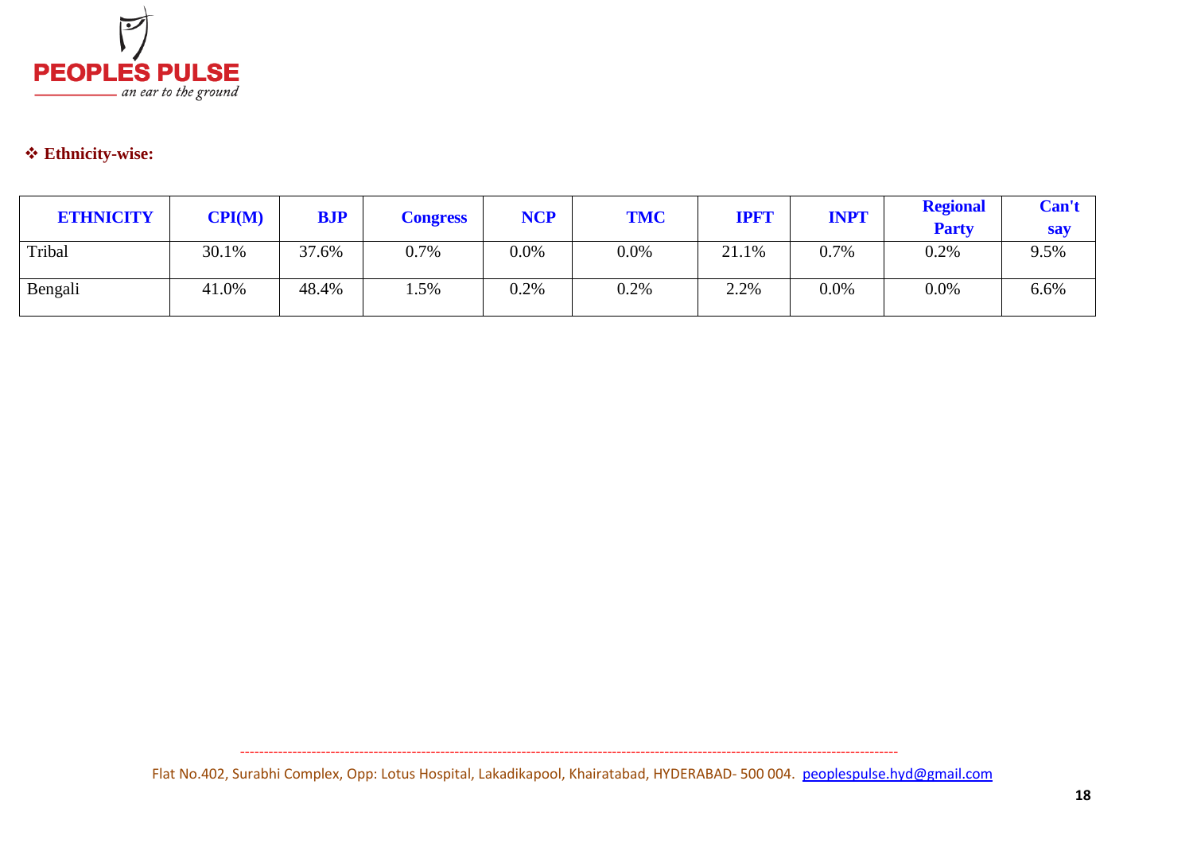❖ **Ethnicity-wise:**

| ETHNICITY | CPI(M) | BJP | Congress | NCP | TMC | IPFT | INPT | Regional Party | Can't say |
|---|---|---|---|---|---|---|---|---|---|
| Tribal | 30.1% | 37.6% | 0.7% | 0.0% | 0.0% | 21.1% | 0.7% | 0.2% | 9.5% |
| Bengali | 41.0% | 48.4% | 1.5% | 0.2% | 0.2% | 2.2% | 0.0% | 0.0% | 6.6% |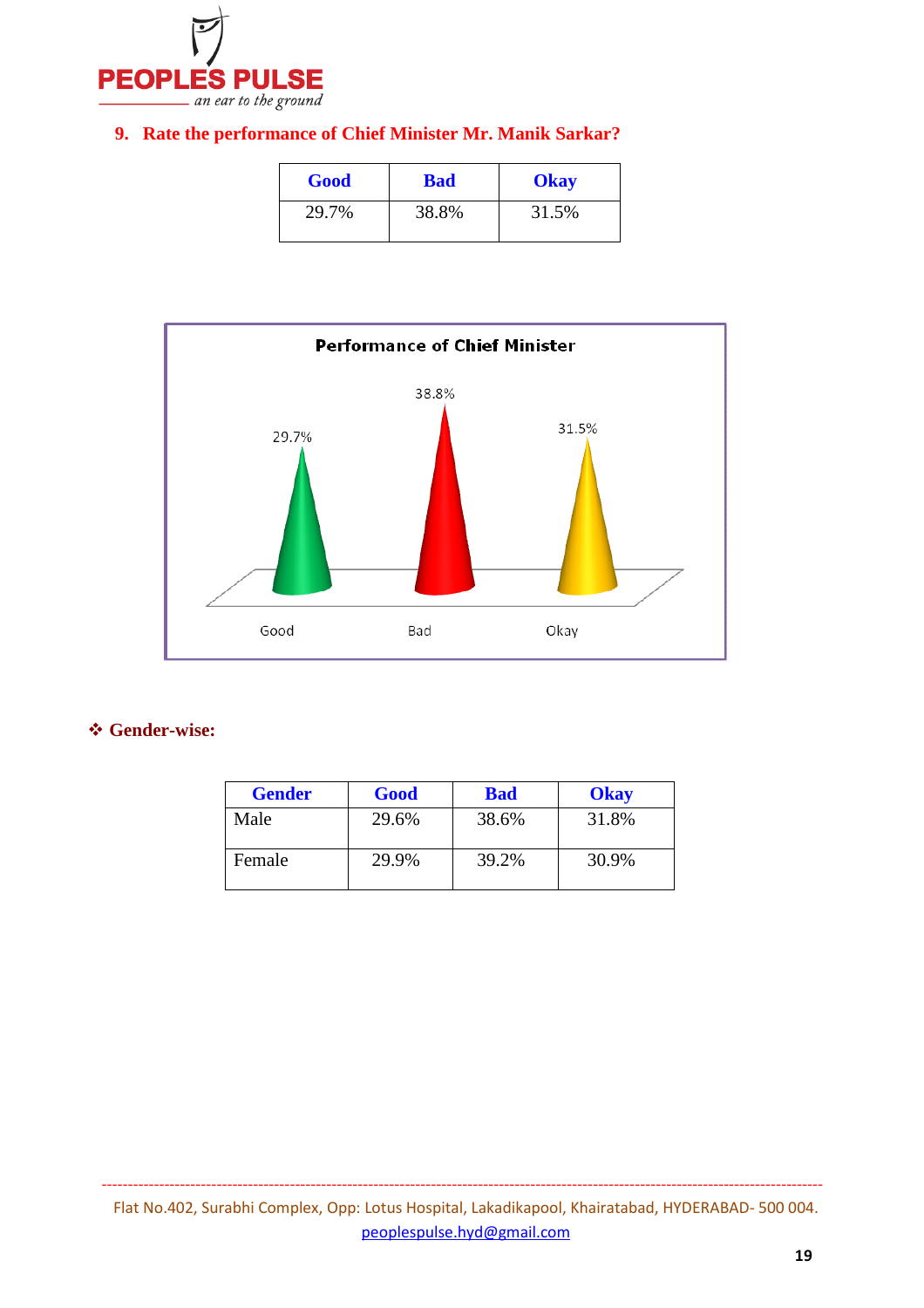**9. Rate the performance of Chief Minister Mr. Manik Sarkar?**

| Good | Bad | Okay |
| --- | --- | --- |
| 29.7% | 38.8% | 31.5% |

Performance of Chief Minister

| | Good | Bad | Okay |
| --- | --- | --- | --- |
| | 29.7% | 38.8% | 31.5% |

❖ **Gender-wise:**

| Gender | Good | Bad | Okay |
| --- | --- | --- | --- |
| Male | 29.6% | 38.6% | 31.8% |
| Female | 29.9% | 39.2% | 30.9% |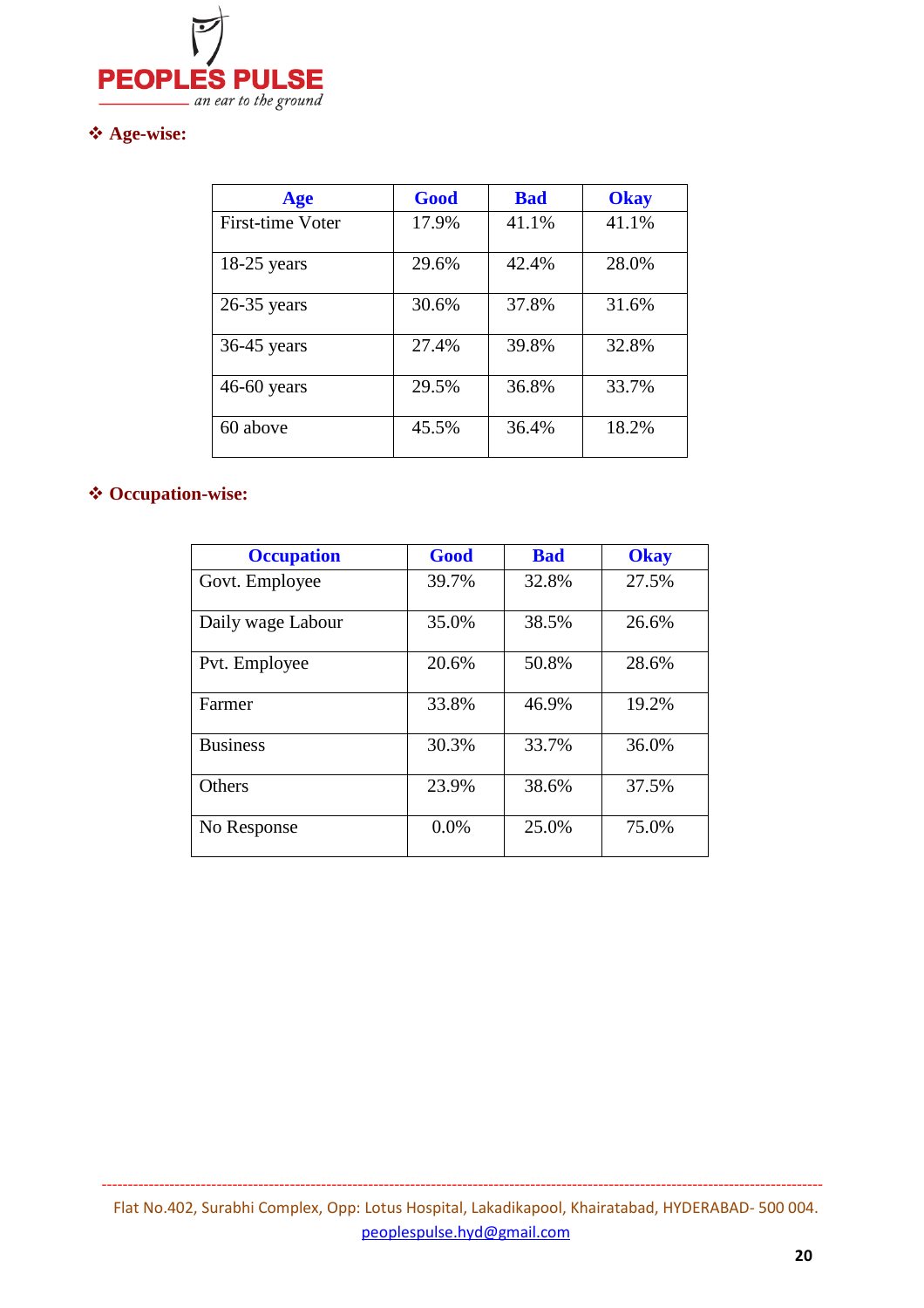❖ **Age-wise:**

| Age | Good | Bad | Okay |
|---|---|---|---|
| First-time Voter | 17.9% | 41.1% | 41.1% |
| 18-25 years | 29.6% | 42.4% | 28.0% |
| 26-35 years | 30.6% | 37.8% | 31.6% |
| 36-45 years | 27.4% | 39.8% | 32.8% |
| 46-60 years | 29.5% | 36.8% | 33.7% |
| 60 above | 45.5% | 36.4% | 18.2% |

❖ **Occupation-wise:**

| Occupation | Good | Bad | Okay |
|---|---|---|---|
| Govt. Employee | 39.7% | 32.8% | 27.5% |
| Daily wage Labour | 35.0% | 38.5% | 26.6% |
| Pvt. Employee | 20.6% | 50.8% | 28.6% |
| Farmer | 33.8% | 46.9% | 19.2% |
| Business | 30.3% | 33.7% | 36.0% |
| Others | 23.9% | 38.6% | 37.5% |
| No Response | 0.0% | 25.0% | 75.0% |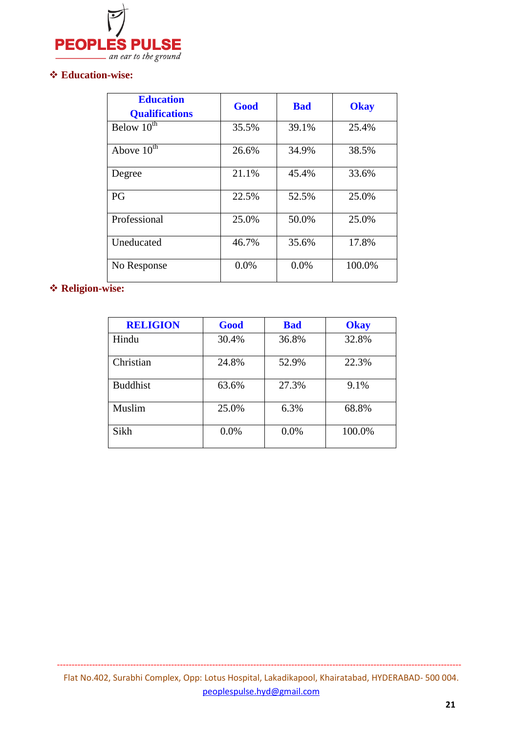❖ **Education-wise:**

| Education Qualifications | Good | Bad | Okay |
|---|---|---|---|
| Below 10th | 35.5% | 39.1% | 25.4% |
| Above 10th | 26.6% | 34.9% | 38.5% |
| Degree | 21.1% | 45.4% | 33.6% |
| PG | 22.5% | 52.5% | 25.0% |
| Professional | 25.0% | 50.0% | 25.0% |
| Uneducated | 46.7% | 35.6% | 17.8% |
| No Response | 0.0% | 0.0% | 100.0% |

❖ **Religion-wise:**

| RELIGION | Good | Bad | Okay |
|---|---|---|---|
| Hindu | 30.4% | 36.8% | 32.8% |
| Christian | 24.8% | 52.9% | 22.3% |
| Buddhist | 63.6% | 27.3% | 9.1% |
| Muslim | 25.0% | 6.3% | 68.8% |
| Sikh | 0.0% | 0.0% | 100.0% |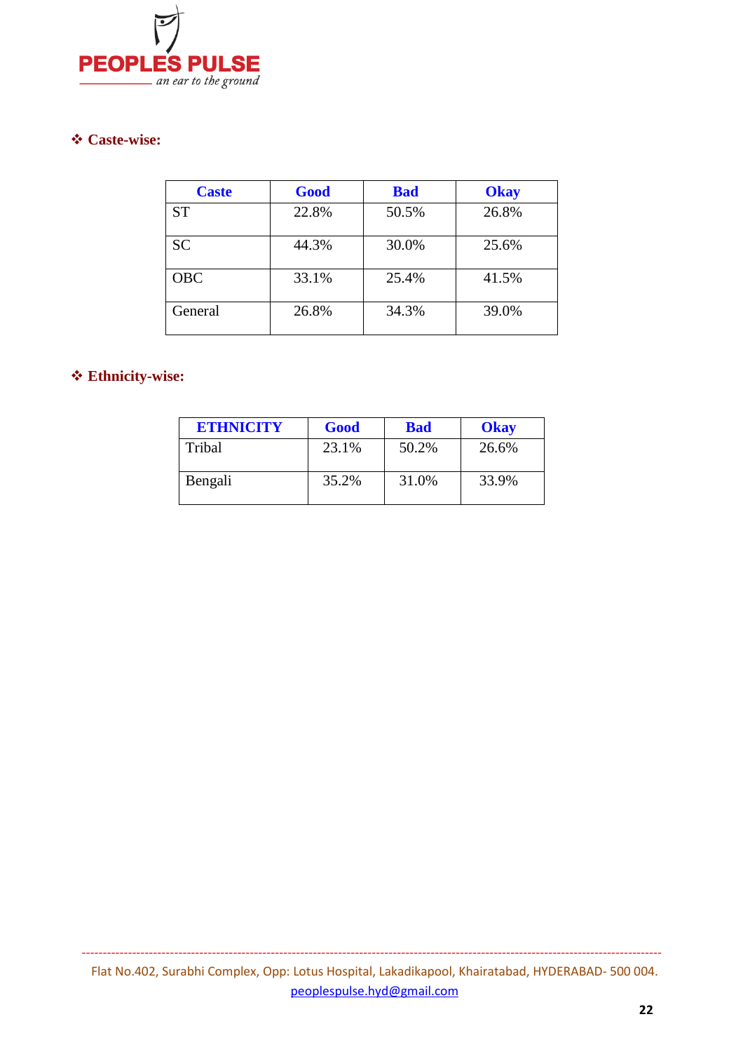- **Caste-wise:**

| Caste | Good | Bad | Okay |
|---|---|---|---|
| ST | 22.8% | 50.5% | 26.8% |
| SC | 44.3% | 30.0% | 25.6% |
| OBC | 33.1% | 25.4% | 41.5% |
| General | 26.8% | 34.3% | 39.0% |

- **Ethnicity-wise:**

| ETHNICITY | Good | Bad | Okay |
|---|---|---|---|
| Tribal | 23.1% | 50.2% | 26.6% |
| Bengali | 35.2% | 31.0% | 33.9% |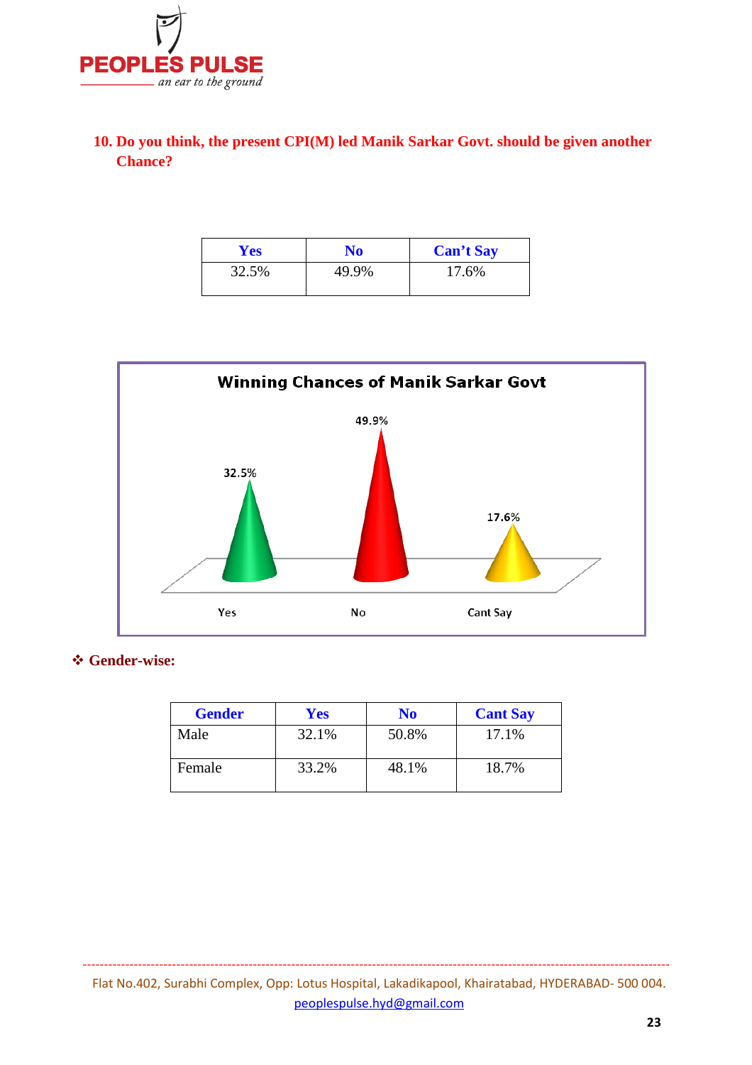## 10. Do you think, the present CPI(M) led Manik Sarkar Govt. should be given another Chance?

| Yes | No | Can't Say |
|---|---|---|
| 32.5% | 49.9% | 17.6% |

**Winning Chances of Manik Sarkar Govt**

| | Yes | No | Cant Say |
|---|---|---|---|
| % | 32.5% | 49.9% | 17.6% |

❖ **Gender-wise:**

| Gender | Yes | No | Cant Say |
|---|---|---|---|
| Male | 32.1% | 50.8% | 17.1% |
| Female | 33.2% | 48.1% | 18.7% |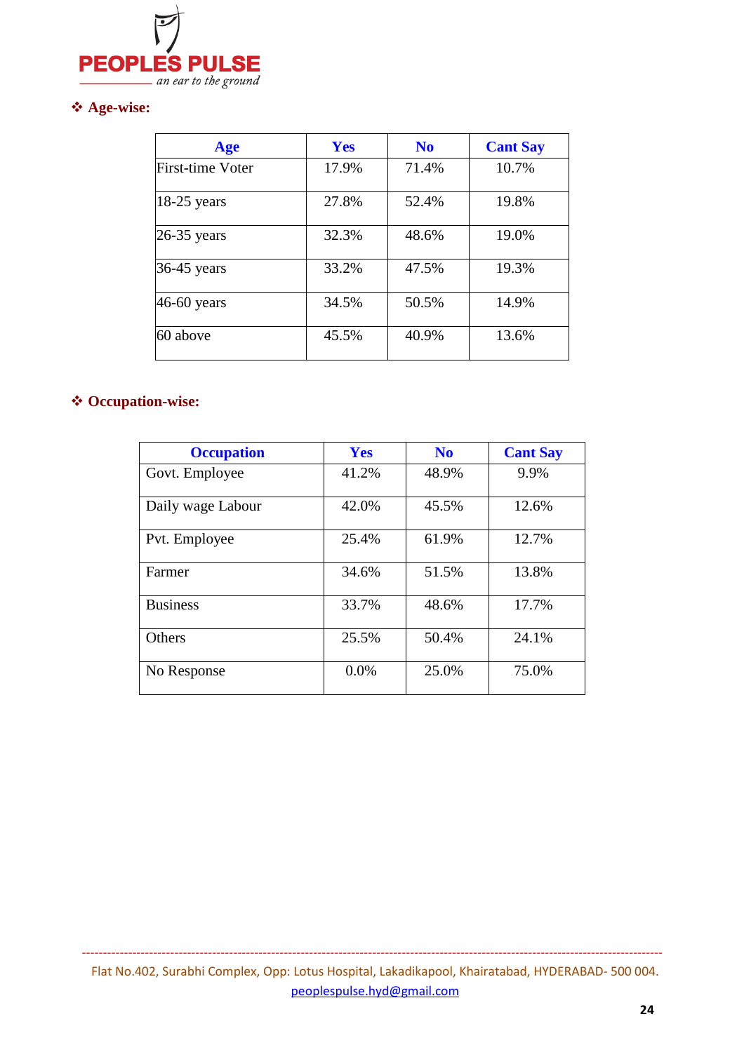❖ **Age-wise:**

| Age | Yes | No | Cant Say |
|---|---|---|---|
| First-time Voter | 17.9% | 71.4% | 10.7% |
| 18-25 years | 27.8% | 52.4% | 19.8% |
| 26-35 years | 32.3% | 48.6% | 19.0% |
| 36-45 years | 33.2% | 47.5% | 19.3% |
| 46-60 years | 34.5% | 50.5% | 14.9% |
| 60 above | 45.5% | 40.9% | 13.6% |

❖ **Occupation-wise:**

| Occupation | Yes | No | Cant Say |
|---|---|---|---|
| Govt. Employee | 41.2% | 48.9% | 9.9% |
| Daily wage Labour | 42.0% | 45.5% | 12.6% |
| Pvt. Employee | 25.4% | 61.9% | 12.7% |
| Farmer | 34.6% | 51.5% | 13.8% |
| Business | 33.7% | 48.6% | 17.7% |
| Others | 25.5% | 50.4% | 24.1% |
| No Response | 0.0% | 25.0% | 75.0% |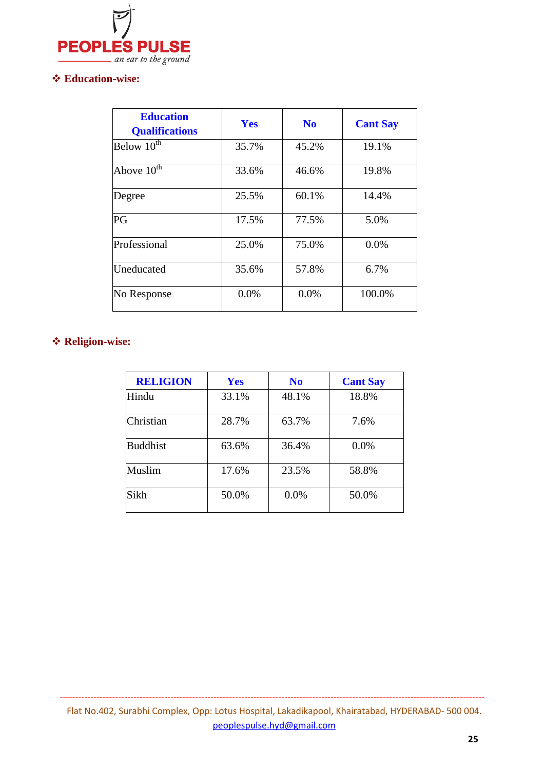### ❖ Education-wise:

| Education Qualifications | Yes | No | Cant Say |
|---|---|---|---|
| Below 10th | 35.7% | 45.2% | 19.1% |
| Above 10th | 33.6% | 46.6% | 19.8% |
| Degree | 25.5% | 60.1% | 14.4% |
| PG | 17.5% | 77.5% | 5.0% |
| Professional | 25.0% | 75.0% | 0.0% |
| Uneducated | 35.6% | 57.8% | 6.7% |
| No Response | 0.0% | 0.0% | 100.0% |

### ❖ Religion-wise:

| RELIGION | Yes | No | Cant Say |
|---|---|---|---|
| Hindu | 33.1% | 48.1% | 18.8% |
| Christian | 28.7% | 63.7% | 7.6% |
| Buddhist | 63.6% | 36.4% | 0.0% |
| Muslim | 17.6% | 23.5% | 58.8% |
| Sikh | 50.0% | 0.0% | 50.0% |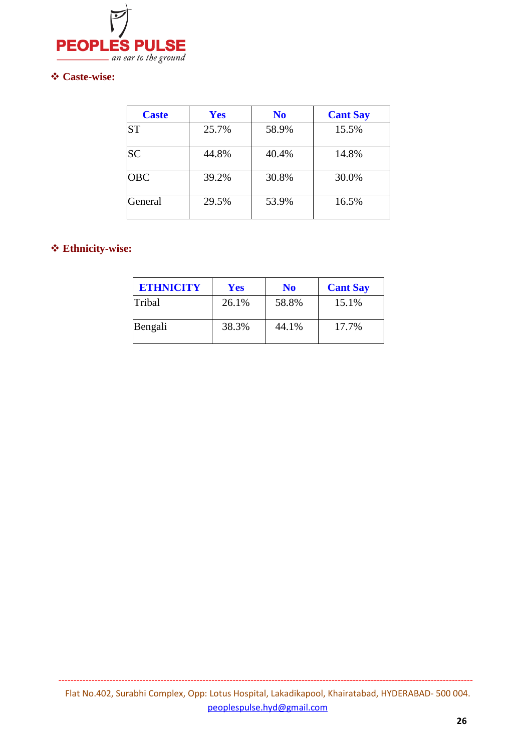❖ **Caste-wise:**

| Caste | Yes | No | Cant Say |
|---|---|---|---|
| ST | 25.7% | 58.9% | 15.5% |
| SC | 44.8% | 40.4% | 14.8% |
| OBC | 39.2% | 30.8% | 30.0% |
| General | 29.5% | 53.9% | 16.5% |

❖ **Ethnicity-wise:**

| ETHNICITY | Yes | No | Cant Say |
|---|---|---|---|
| Tribal | 26.1% | 58.8% | 15.1% |
| Bengali | 38.3% | 44.1% | 17.7% |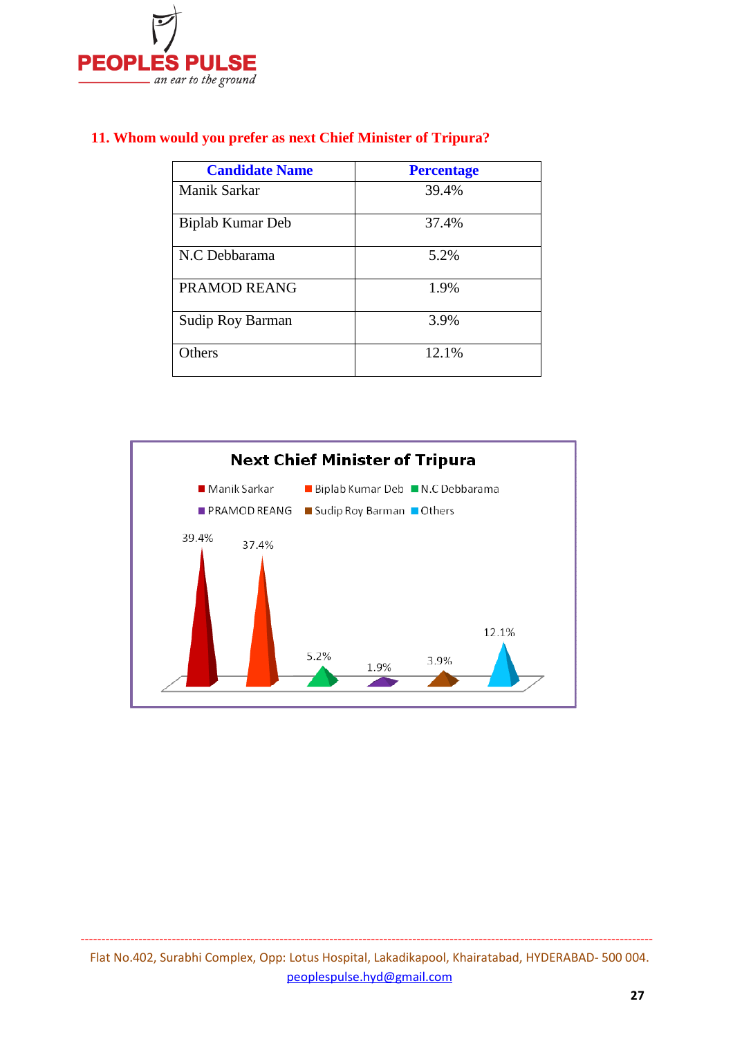## 11. Whom would you prefer as next Chief Minister of Tripura?

| Candidate Name | Percentage |
| --- | --- |
| Manik Sarkar | 39.4% |
| Biplab Kumar Deb | 37.4% |
| N.C Debbarama | 5.2% |
| PRAMOD REANG | 1.9% |
| Sudip Roy Barman | 3.9% |
| Others | 12.1% |

**Next Chief Minister of Tripura**

Manik Sarkar: 39.4%, Biplab Kumar Deb: 37.4%, N.C Debbarama: 5.2%, PRAMOD REANG: 1.9%, Sudip Roy Barman: 3.9%, Others: 12.1%

Flat No.402, Surabhi Complex, Opp: Lotus Hospital, Lakadikapool, Khairatabad, HYDERABAD- 500 004.
peoplespulse.hyd@gmail.com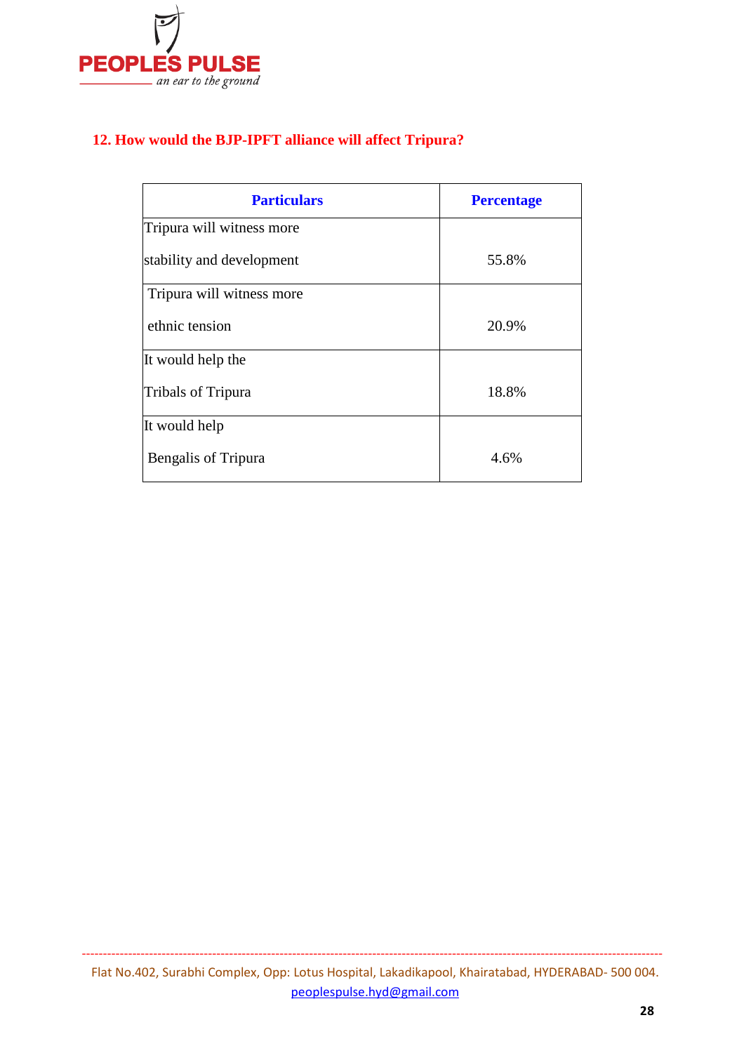## 12. How would the BJP-IPFT alliance will affect Tripura?

| Particulars | Percentage |
|---|---|
| Tripura will witness more stability and development | 55.8% |
| Tripura will witness more ethnic tension | 20.9% |
| It would help the Tribals of Tripura | 18.8% |
| It would help Bengalis of Tripura | 4.6% |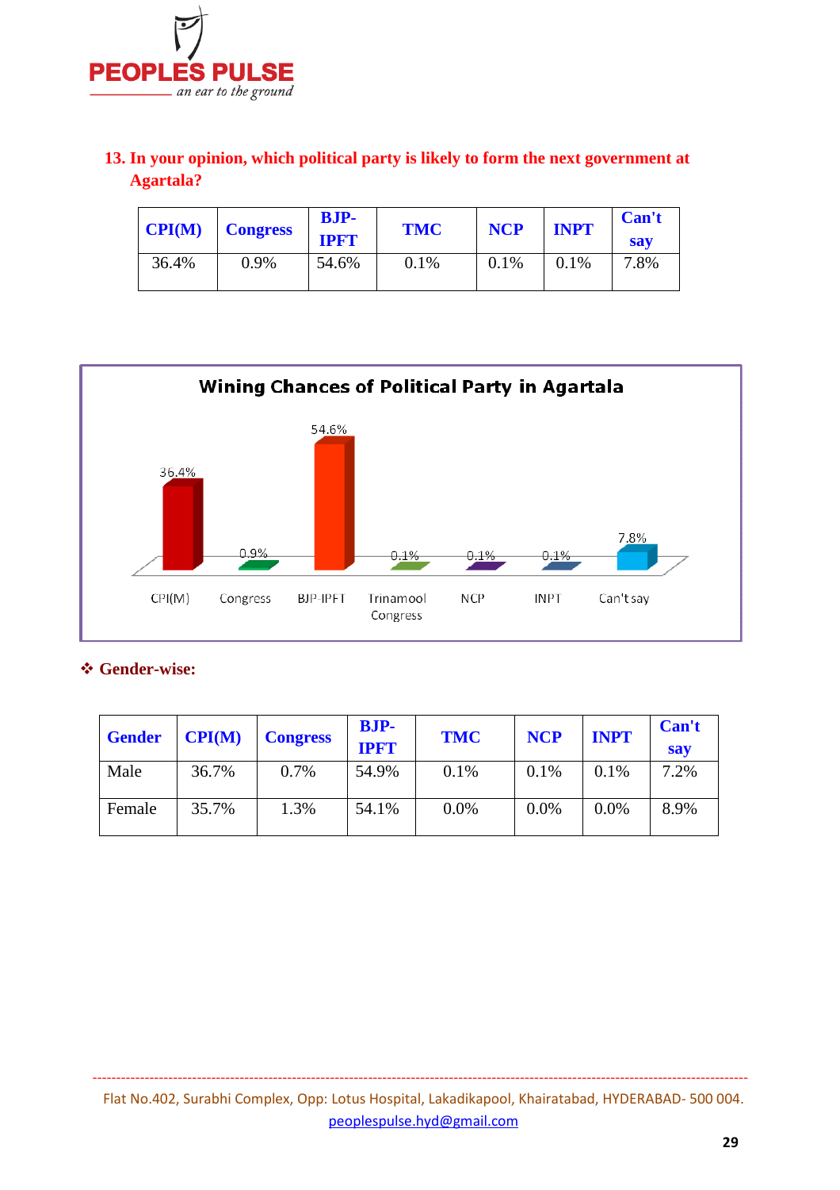### 13. In your opinion, which political party is likely to form the next government at Agartala?

| CPI(M) | Congress | BJP-IPFT | TMC | NCP | INPT | Can't say |
|---|---|---|---|---|---|---|
| 36.4% | 0.9% | 54.6% | 0.1% | 0.1% | 0.1% | 7.8% |

**Wining Chances of Political Party in Agartala**

| CPI(M) | Congress | BJP-IPFT | Trinamool Congress | NCP | INPT | Can't say |
|---|---|---|---|---|---|---|
| 36.4% | 0.9% | 54.6% | 0.1% | 0.1% | 0.1% | 7.8% |

❖ **Gender-wise:**

| Gender | CPI(M) | Congress | BJP-IPFT | TMC | NCP | INPT | Can't say |
|---|---|---|---|---|---|---|---|
| Male | 36.7% | 0.7% | 54.9% | 0.1% | 0.1% | 0.1% | 7.2% |
| Female | 35.7% | 1.3% | 54.1% | 0.0% | 0.0% | 0.0% | 8.9% |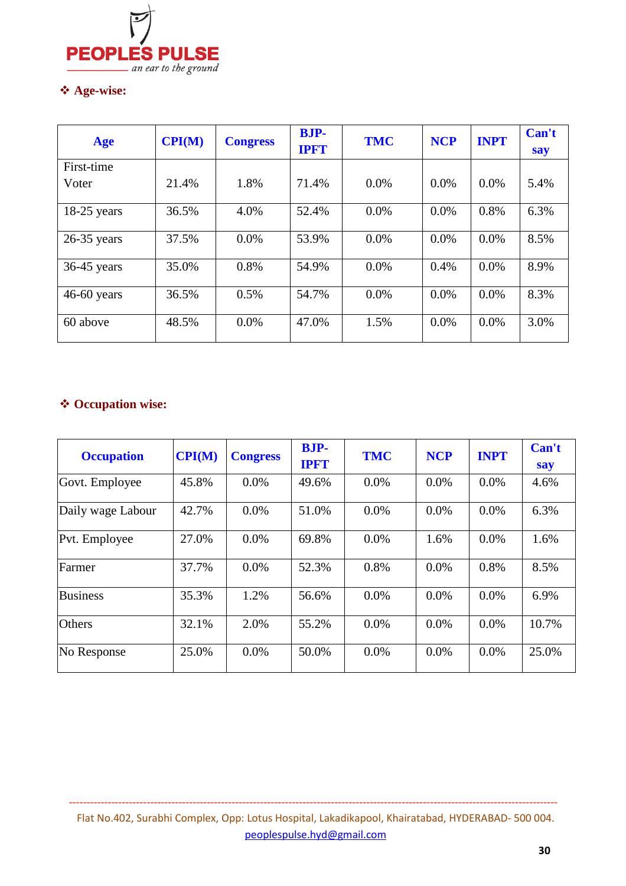❖ **Age-wise:**

| Age | CPI(M) | Congress | BJP-IPFT | TMC | NCP | INPT | Can't say |
|---|---|---|---|---|---|---|---|
| First-time Voter | 21.4% | 1.8% | 71.4% | 0.0% | 0.0% | 0.0% | 5.4% |
| 18-25 years | 36.5% | 4.0% | 52.4% | 0.0% | 0.0% | 0.8% | 6.3% |
| 26-35 years | 37.5% | 0.0% | 53.9% | 0.0% | 0.0% | 0.0% | 8.5% |
| 36-45 years | 35.0% | 0.8% | 54.9% | 0.0% | 0.4% | 0.0% | 8.9% |
| 46-60 years | 36.5% | 0.5% | 54.7% | 0.0% | 0.0% | 0.0% | 8.3% |
| 60 above | 48.5% | 0.0% | 47.0% | 1.5% | 0.0% | 0.0% | 3.0% |

❖ **Occupation wise:**

| Occupation | CPI(M) | Congress | BJP-IPFT | TMC | NCP | INPT | Can't say |
|---|---|---|---|---|---|---|---|
| Govt. Employee | 45.8% | 0.0% | 49.6% | 0.0% | 0.0% | 0.0% | 4.6% |
| Daily wage Labour | 42.7% | 0.0% | 51.0% | 0.0% | 0.0% | 0.0% | 6.3% |
| Pvt. Employee | 27.0% | 0.0% | 69.8% | 0.0% | 1.6% | 0.0% | 1.6% |
| Farmer | 37.7% | 0.0% | 52.3% | 0.8% | 0.0% | 0.8% | 8.5% |
| Business | 35.3% | 1.2% | 56.6% | 0.0% | 0.0% | 0.0% | 6.9% |
| Others | 32.1% | 2.0% | 55.2% | 0.0% | 0.0% | 0.0% | 10.7% |
| No Response | 25.0% | 0.0% | 50.0% | 0.0% | 0.0% | 0.0% | 25.0% |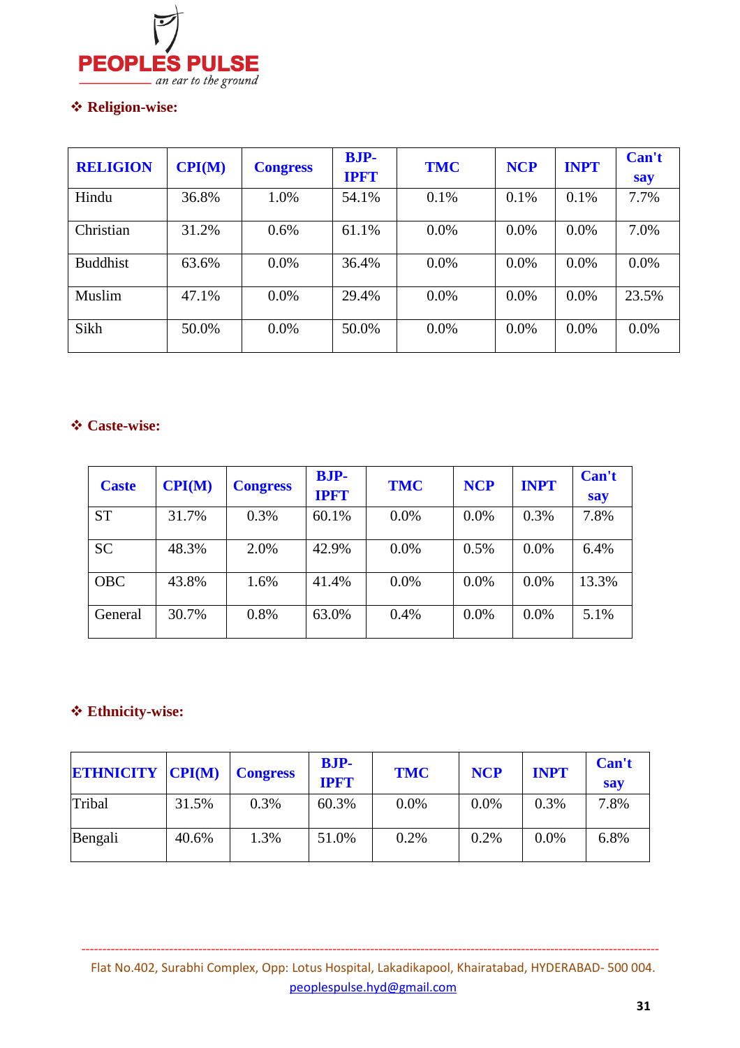### ❖ Religion-wise:

| RELIGION | CPI(M) | Congress | BJP-IPFT | TMC | NCP | INPT | Can't say |
|---|---|---|---|---|---|---|---|
| Hindu | 36.8% | 1.0% | 54.1% | 0.1% | 0.1% | 0.1% | 7.7% |
| Christian | 31.2% | 0.6% | 61.1% | 0.0% | 0.0% | 0.0% | 7.0% |
| Buddhist | 63.6% | 0.0% | 36.4% | 0.0% | 0.0% | 0.0% | 0.0% |
| Muslim | 47.1% | 0.0% | 29.4% | 0.0% | 0.0% | 0.0% | 23.5% |
| Sikh | 50.0% | 0.0% | 50.0% | 0.0% | 0.0% | 0.0% | 0.0% |

### ❖ Caste-wise:

| Caste | CPI(M) | Congress | BJP-IPFT | TMC | NCP | INPT | Can't say |
|---|---|---|---|---|---|---|---|
| ST | 31.7% | 0.3% | 60.1% | 0.0% | 0.0% | 0.3% | 7.8% |
| SC | 48.3% | 2.0% | 42.9% | 0.0% | 0.5% | 0.0% | 6.4% |
| OBC | 43.8% | 1.6% | 41.4% | 0.0% | 0.0% | 0.0% | 13.3% |
| General | 30.7% | 0.8% | 63.0% | 0.4% | 0.0% | 0.0% | 5.1% |

### ❖ Ethnicity-wise:

| ETHNICITY | CPI(M) | Congress | BJP-IPFT | TMC | NCP | INPT | Can't say |
|---|---|---|---|---|---|---|---|
| Tribal | 31.5% | 0.3% | 60.3% | 0.0% | 0.0% | 0.3% | 7.8% |
| Bengali | 40.6% | 1.3% | 51.0% | 0.2% | 0.2% | 0.0% | 6.8% |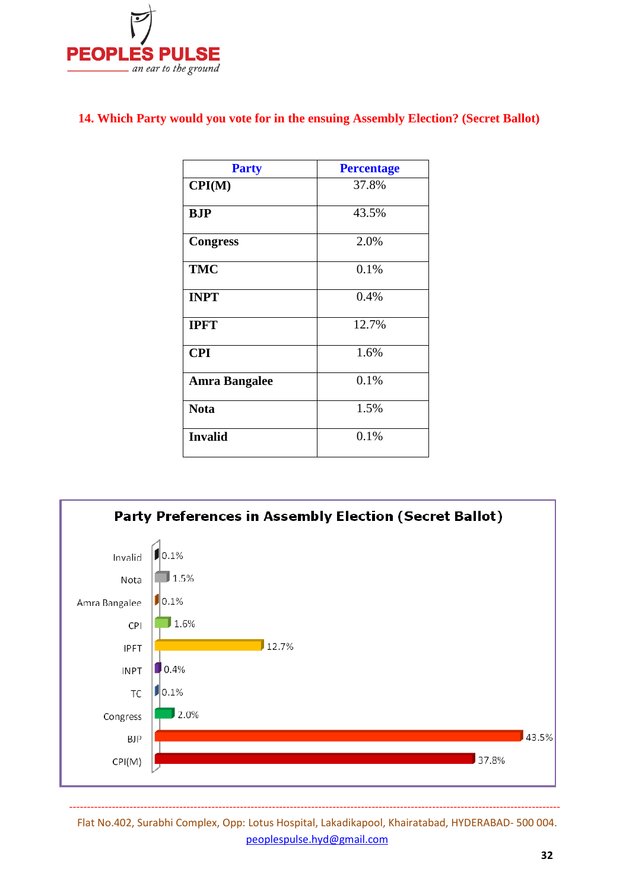## 14. Which Party would you vote for in the ensuing Assembly Election? (Secret Ballot)

| Party | Percentage |
|---|---|
| CPI(M) | 37.8% |
| BJP | 43.5% |
| Congress | 2.0% |
| TMC | 0.1% |
| INPT | 0.4% |
| IPFT | 12.7% |
| CPI | 1.6% |
| Amra Bangalee | 0.1% |
| Nota | 1.5% |
| Invalid | 0.1% |

**Party Preferences in Assembly Election (Secret Ballot)**

| Party | Percentage |
|---|---|
| Invalid | 0.1% |
| Nota | 1.5% |
| Amra Bangalee | 0.1% |
| CPI | 1.6% |
| IPFT | 12.7% |
| INPT | 0.4% |
| TC | 0.1% |
| Congress | 2.0% |
| BJP | 43.5% |
| CPI(M) | 37.8% |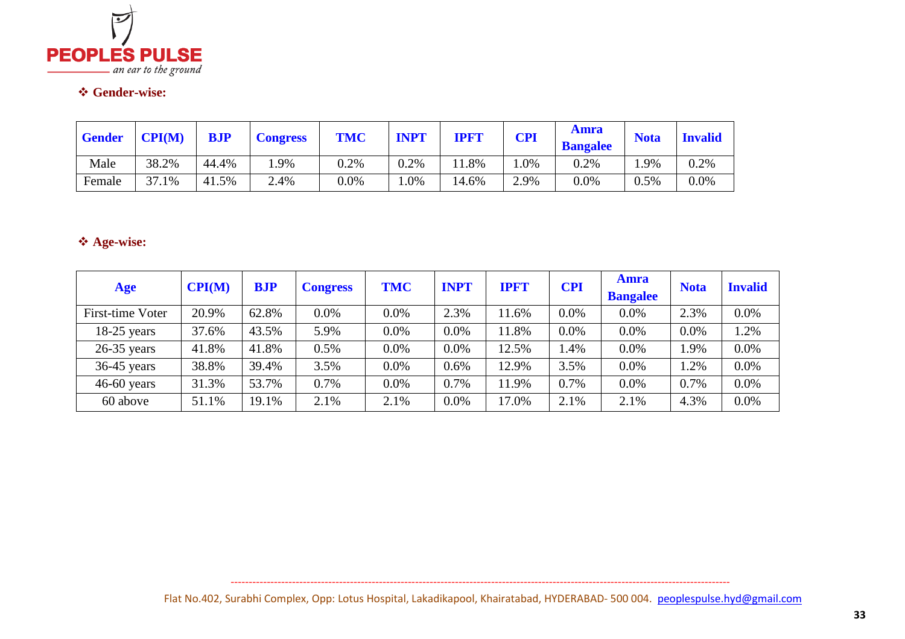- **Gender-wise:**

| Gender | CPI(M) | BJP | Congress | TMC | INPT | IPFT | CPI | Amra Bangalee | Nota | Invalid |
|---|---|---|---|---|---|---|---|---|---|---|
| Male | 38.2% | 44.4% | 1.9% | 0.2% | 0.2% | 11.8% | 1.0% | 0.2% | 1.9% | 0.2% |
| Female | 37.1% | 41.5% | 2.4% | 0.0% | 1.0% | 14.6% | 2.9% | 0.0% | 0.5% | 0.0% |

- **Age-wise:**

| Age | CPI(M) | BJP | Congress | TMC | INPT | IPFT | CPI | Amra Bangalee | Nota | Invalid |
|---|---|---|---|---|---|---|---|---|---|---|
| First-time Voter | 20.9% | 62.8% | 0.0% | 0.0% | 2.3% | 11.6% | 0.0% | 0.0% | 2.3% | 0.0% |
| 18-25 years | 37.6% | 43.5% | 5.9% | 0.0% | 0.0% | 11.8% | 0.0% | 0.0% | 0.0% | 1.2% |
| 26-35 years | 41.8% | 41.8% | 0.5% | 0.0% | 0.0% | 12.5% | 1.4% | 0.0% | 1.9% | 0.0% |
| 36-45 years | 38.8% | 39.4% | 3.5% | 0.0% | 0.6% | 12.9% | 3.5% | 0.0% | 1.2% | 0.0% |
| 46-60 years | 31.3% | 53.7% | 0.7% | 0.0% | 0.7% | 11.9% | 0.7% | 0.0% | 0.7% | 0.0% |
| 60 above | 51.1% | 19.1% | 2.1% | 2.1% | 0.0% | 17.0% | 2.1% | 2.1% | 4.3% | 0.0% |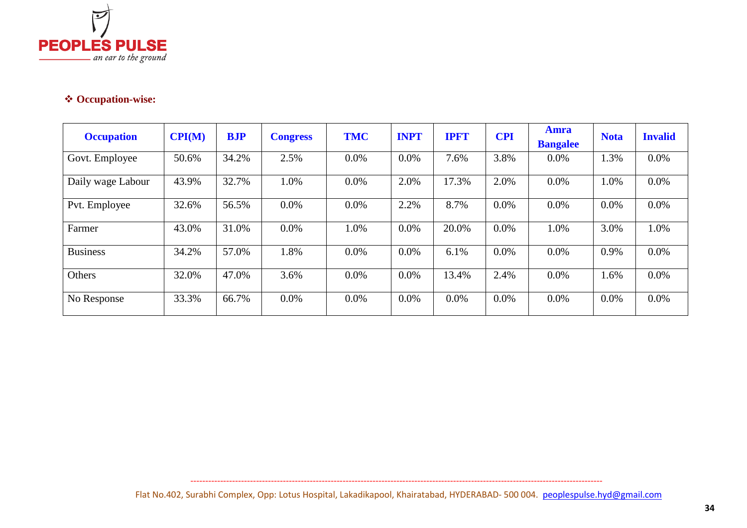- **Occupation-wise:**

| Occupation | CPI(M) | BJP | Congress | TMC | INPT | IPFT | CPI | Amra Bangalee | Nota | Invalid |
|---|---|---|---|---|---|---|---|---|---|---|
| Govt. Employee | 50.6% | 34.2% | 2.5% | 0.0% | 0.0% | 7.6% | 3.8% | 0.0% | 1.3% | 0.0% |
| Daily wage Labour | 43.9% | 32.7% | 1.0% | 0.0% | 2.0% | 17.3% | 2.0% | 0.0% | 1.0% | 0.0% |
| Pvt. Employee | 32.6% | 56.5% | 0.0% | 0.0% | 2.2% | 8.7% | 0.0% | 0.0% | 0.0% | 0.0% |
| Farmer | 43.0% | 31.0% | 0.0% | 1.0% | 0.0% | 20.0% | 0.0% | 1.0% | 3.0% | 1.0% |
| Business | 34.2% | 57.0% | 1.8% | 0.0% | 0.0% | 6.1% | 0.0% | 0.0% | 0.9% | 0.0% |
| Others | 32.0% | 47.0% | 3.6% | 0.0% | 0.0% | 13.4% | 2.4% | 0.0% | 1.6% | 0.0% |
| No Response | 33.3% | 66.7% | 0.0% | 0.0% | 0.0% | 0.0% | 0.0% | 0.0% | 0.0% | 0.0% |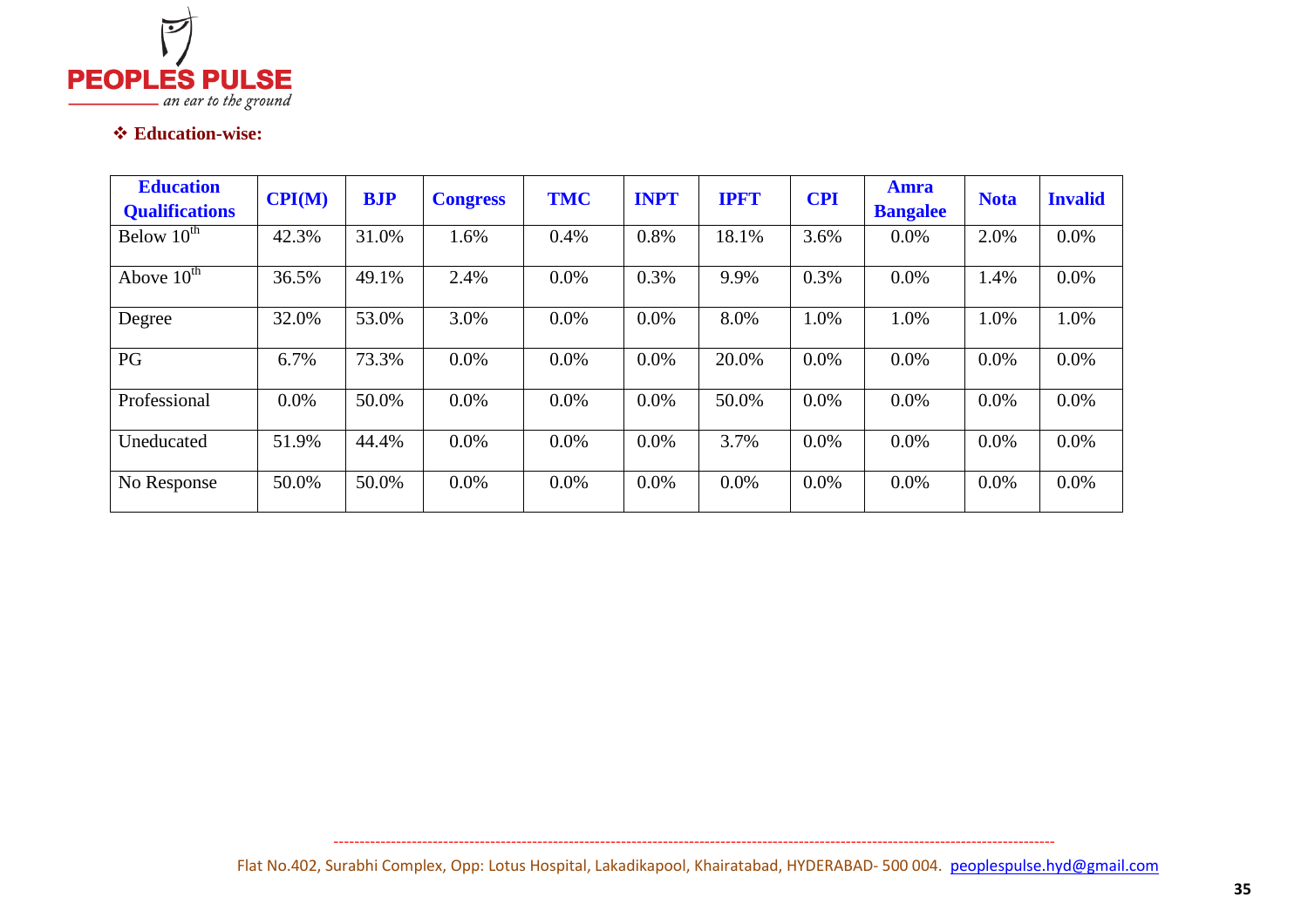❖ **Education-wise:**

| Education Qualifications | CPI(M) | BJP | Congress | TMC | INPT | IPFT | CPI | Amra Bangalee | Nota | Invalid |
|---|---|---|---|---|---|---|---|---|---|---|
| Below 10th | 42.3% | 31.0% | 1.6% | 0.4% | 0.8% | 18.1% | 3.6% | 0.0% | 2.0% | 0.0% |
| Above 10th | 36.5% | 49.1% | 2.4% | 0.0% | 0.3% | 9.9% | 0.3% | 0.0% | 1.4% | 0.0% |
| Degree | 32.0% | 53.0% | 3.0% | 0.0% | 0.0% | 8.0% | 1.0% | 1.0% | 1.0% | 1.0% |
| PG | 6.7% | 73.3% | 0.0% | 0.0% | 0.0% | 20.0% | 0.0% | 0.0% | 0.0% | 0.0% |
| Professional | 0.0% | 50.0% | 0.0% | 0.0% | 0.0% | 50.0% | 0.0% | 0.0% | 0.0% | 0.0% |
| Uneducated | 51.9% | 44.4% | 0.0% | 0.0% | 0.0% | 3.7% | 0.0% | 0.0% | 0.0% | 0.0% |
| No Response | 50.0% | 50.0% | 0.0% | 0.0% | 0.0% | 0.0% | 0.0% | 0.0% | 0.0% | 0.0% |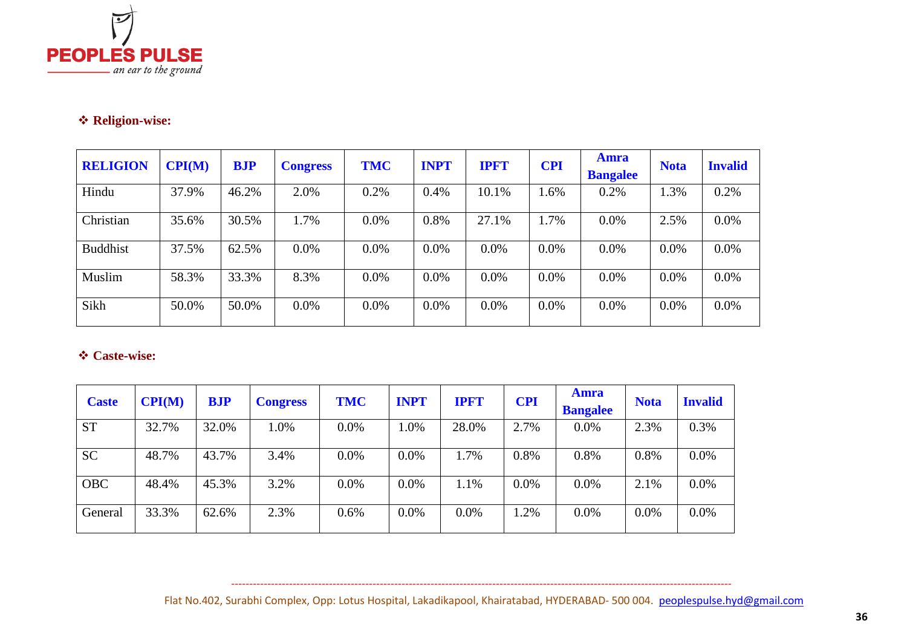- **Religion-wise:**

| RELIGION | CPI(M) | BJP | Congress | TMC | INPT | IPFT | CPI | Amra Bangalee | Nota | Invalid |
|---|---|---|---|---|---|---|---|---|---|---|
| Hindu | 37.9% | 46.2% | 2.0% | 0.2% | 0.4% | 10.1% | 1.6% | 0.2% | 1.3% | 0.2% |
| Christian | 35.6% | 30.5% | 1.7% | 0.0% | 0.8% | 27.1% | 1.7% | 0.0% | 2.5% | 0.0% |
| Buddhist | 37.5% | 62.5% | 0.0% | 0.0% | 0.0% | 0.0% | 0.0% | 0.0% | 0.0% | 0.0% |
| Muslim | 58.3% | 33.3% | 8.3% | 0.0% | 0.0% | 0.0% | 0.0% | 0.0% | 0.0% | 0.0% |
| Sikh | 50.0% | 50.0% | 0.0% | 0.0% | 0.0% | 0.0% | 0.0% | 0.0% | 0.0% | 0.0% |

- **Caste-wise:**

| Caste | CPI(M) | BJP | Congress | TMC | INPT | IPFT | CPI | Amra Bangalee | Nota | Invalid |
|---|---|---|---|---|---|---|---|---|---|---|
| ST | 32.7% | 32.0% | 1.0% | 0.0% | 1.0% | 28.0% | 2.7% | 0.0% | 2.3% | 0.3% |
| SC | 48.7% | 43.7% | 3.4% | 0.0% | 0.0% | 1.7% | 0.8% | 0.8% | 0.8% | 0.0% |
| OBC | 48.4% | 45.3% | 3.2% | 0.0% | 0.0% | 1.1% | 0.0% | 0.0% | 2.1% | 0.0% |
| General | 33.3% | 62.6% | 2.3% | 0.6% | 0.0% | 0.0% | 1.2% | 0.0% | 0.0% | 0.0% |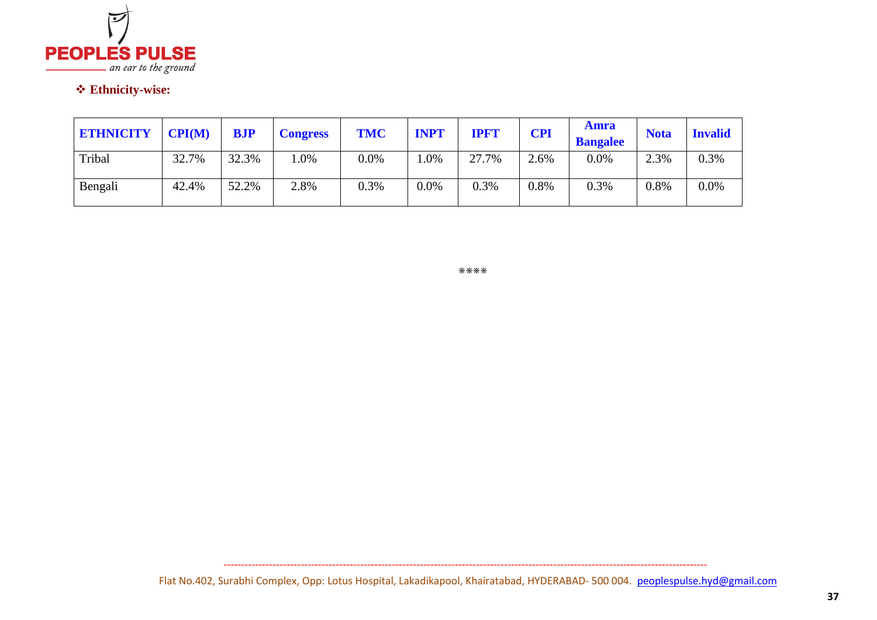❖ **Ethnicity-wise:**

| ETHNICITY | CPI(M) | BJP | Congress | TMC | INPT | IPFT | CPI | Amra Bangalee | Nota | Invalid |
|---|---|---|---|---|---|---|---|---|---|---|
| Tribal | 32.7% | 32.3% | 1.0% | 0.0% | 1.0% | 27.7% | 2.6% | 0.0% | 2.3% | 0.3% |
| Bengali | 42.4% | 52.2% | 2.8% | 0.3% | 0.0% | 0.3% | 0.8% | 0.3% | 0.8% | 0.0% |

****